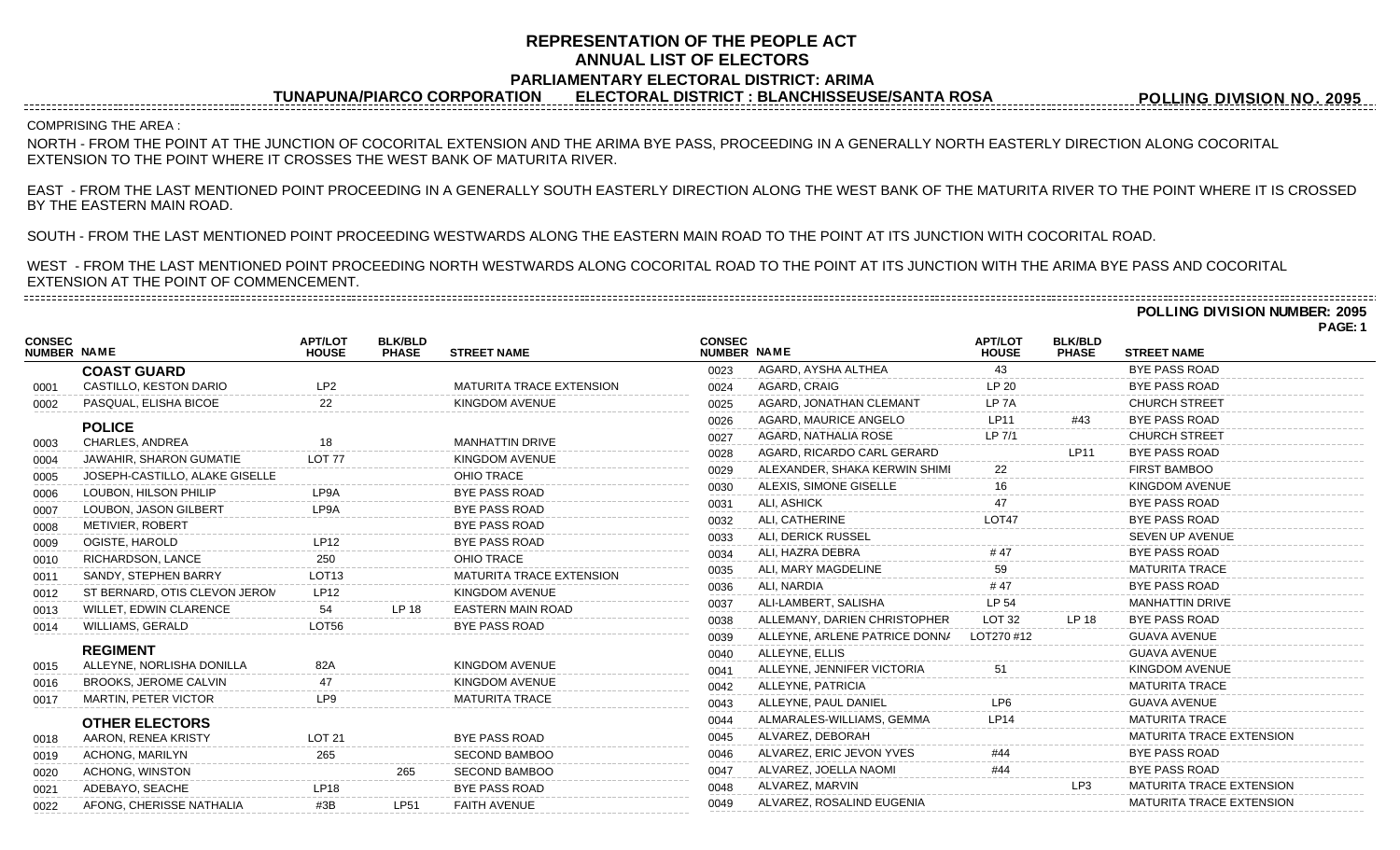# REPRESENTATION OF THE PEOPLE ACT
## ANNUAL LIST OF ELECTORS
### PARLIAMENTARY ELECTORAL DISTRICT: ARIMA

**TUNAPUNA/PIARCO CORPORATION ELECTORAL DISTRICT : BLANCHISSEUSE/SANTA ROSA**

**POLLING DIVISION NO. 2095**

COMPRISING THE AREA :

NORTH - FROM THE POINT AT THE JUNCTION OF COCORITAL EXTENSION AND THE ARIMA BYE PASS, PROCEEDING IN A GENERALLY NORTH EASTERLY DIRECTION ALONG COCORITAL EXTENSION TO THE POINT WHERE IT CROSSES THE WEST BANK OF MATURITA RIVER.

EAST - FROM THE LAST MENTIONED POINT PROCEEDING IN A GENERALLY SOUTH EASTERLY DIRECTION ALONG THE WEST BANK OF THE MATURITA RIVER TO THE POINT WHERE IT IS CROSSED BY THE EASTERN MAIN ROAD.

SOUTH - FROM THE LAST MENTIONED POINT PROCEEDING WESTWARDS ALONG THE EASTERN MAIN ROAD TO THE POINT AT ITS JUNCTION WITH COCORITAL ROAD.

WEST - FROM THE LAST MENTIONED POINT PROCEEDING NORTH WESTWARDS ALONG COCORITAL ROAD TO THE POINT AT ITS JUNCTION WITH THE ARIMA BYE PASS AND COCORITAL EXTENSION AT THE POINT OF COMMENCEMENT.

**POLLING DIVISION NUMBER: 2095**

**PAGE: 1**

| CONSEC NUMBER | NAME | APT/LOT HOUSE | BLK/BLD PHASE | STREET NAME |
|---|---|---|---|---|
| | **COAST GUARD** | | | |
| 0001 | CASTILLO, KESTON DARIO | LP2 | | MATURITA TRACE EXTENSION |
| 0002 | PASQUAL, ELISHA BICOE | 22 | | KINGDOM AVENUE |
| | **POLICE** | | | |
| 0003 | CHARLES, ANDREA | 18 | | MANHATTIN DRIVE |
| 0004 | JAWAHIR, SHARON GUMATIE | LOT 77 | | KINGDOM AVENUE |
| 0005 | JOSEPH-CASTILLO, ALAKE GISELLE | | | OHIO TRACE |
| 0006 | LOUBON, HILSON PHILIP | LP9A | | BYE PASS ROAD |
| 0007 | LOUBON, JASON GILBERT | LP9A | | BYE PASS ROAD |
| 0008 | METIVIER, ROBERT | | | BYE PASS ROAD |
| 0009 | OGISTE, HAROLD | LP12 | | BYE PASS ROAD |
| 0010 | RICHARDSON, LANCE | 250 | | OHIO TRACE |
| 0011 | SANDY, STEPHEN BARRY | LOT13 | | MATURITA TRACE EXTENSION |
| 0012 | ST BERNARD, OTIS CLEVON JEROM | LP12 | | KINGDOM AVENUE |
| 0013 | WILLET, EDWIN CLARENCE | 54 | LP 18 | EASTERN MAIN ROAD |
| 0014 | WILLIAMS, GERALD | LOT56 | | BYE PASS ROAD |
| | **REGIMENT** | | | |
| 0015 | ALLEYNE, NORLISHA DONILLA | 82A | | KINGDOM AVENUE |
| 0016 | BROOKS, JEROME CALVIN | 47 | | KINGDOM AVENUE |
| 0017 | MARTIN, PETER VICTOR | LP9 | | MATURITA TRACE |
| | **OTHER ELECTORS** | | | |
| 0018 | AARON, RENEA KRISTY | LOT 21 | | BYE PASS ROAD |
| 0019 | ACHONG, MARILYN | 265 | | SECOND BAMBOO |
| 0020 | ACHONG, WINSTON | | 265 | SECOND BAMBOO |
| 0021 | ADEBAYO, SEACHE | LP18 | | BYE PASS ROAD |
| 0022 | AFONG, CHERISSE NATHALIA | #3B | LP51 | FAITH AVENUE |
| 0023 | AGARD, AYSHA ALTHEA | 43 | | BYE PASS ROAD |
| 0024 | AGARD, CRAIG | LP 20 | | BYE PASS ROAD |
| 0025 | AGARD, JONATHAN CLEMANT | LP 7A | | CHURCH STREET |
| 0026 | AGARD, MAURICE ANGELO | LP11 | #43 | BYE PASS ROAD |
| 0027 | AGARD, NATHALIA ROSE | LP 7/1 | | CHURCH STREET |
| 0028 | AGARD, RICARDO CARL GERARD | | LP11 | BYE PASS ROAD |
| 0029 | ALEXANDER, SHAKA KERWIN SHIMI | 22 | | FIRST BAMBOO |
| 0030 | ALEXIS, SIMONE GISELLE | 16 | | KINGDOM AVENUE |
| 0031 | ALI, ASHICK | 47 | | BYE PASS ROAD |
| 0032 | ALI, CATHERINE | LOT47 | | BYE PASS ROAD |
| 0033 | ALI, DERICK RUSSEL | | | SEVEN UP AVENUE |
| 0034 | ALI, HAZRA DEBRA | # 47 | | BYE PASS ROAD |
| 0035 | ALI, MARY MAGDELINE | 59 | | MATURITA TRACE |
| 0036 | ALI, NARDIA | # 47 | | BYE PASS ROAD |
| 0037 | ALI-LAMBERT, SALISHA | LP 54 | | MANHATTIN DRIVE |
| 0038 | ALLEMANY, DARIEN CHRISTOPHER | LOT 32 | LP 18 | BYE PASS ROAD |
| 0039 | ALLEYNE, ARLENE PATRICE DONNA | LOT270 #12 | | GUAVA AVENUE |
| 0040 | ALLEYNE, ELLIS | | | GUAVA AVENUE |
| 0041 | ALLEYNE, JENNIFER VICTORIA | 51 | | KINGDOM AVENUE |
| 0042 | ALLEYNE, PATRICIA | | | MATURITA TRACE |
| 0043 | ALLEYNE, PAUL DANIEL | LP6 | | GUAVA AVENUE |
| 0044 | ALMARALES-WILLIAMS, GEMMA | LP14 | | MATURITA TRACE |
| 0045 | ALVAREZ, DEBORAH | | | MATURITA TRACE EXTENSION |
| 0046 | ALVAREZ, ERIC JEVON YVES | #44 | | BYE PASS ROAD |
| 0047 | ALVAREZ, JOELLA NAOMI | #44 | | BYE PASS ROAD |
| 0048 | ALVAREZ, MARVIN | | LP3 | MATURITA TRACE EXTENSION |
| 0049 | ALVAREZ, ROSALIND EUGENIA | | | MATURITA TRACE EXTENSION |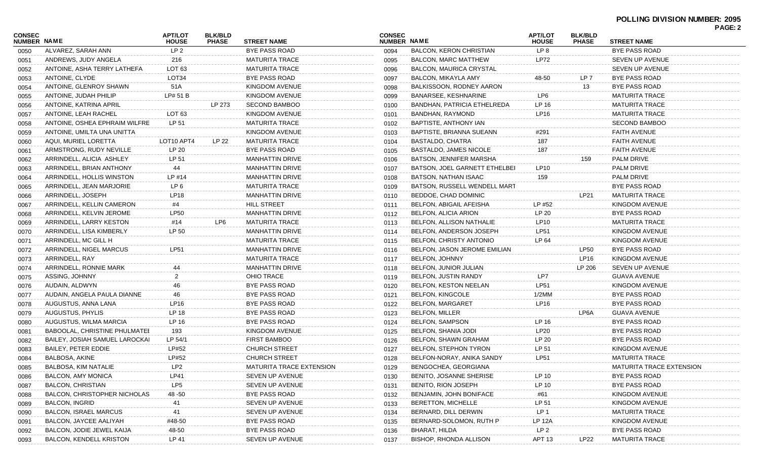**POLLING DIVISION NUMBER: 2095**

| CONSEC NUMBER | NAME | APT/LOT HOUSE | BLK/BLD PHASE | STREET NAME |
|---|---|---|---|---|
| 0050 | ALVAREZ, SARAH ANN | LP 2 | | BYE PASS ROAD |
| 0051 | ANDREWS, JUDY ANGELA | 216 | | MATURITA TRACE |
| 0052 | ANTOINE, ASHA TERRY LATHEFA | LOT 63 | | MATURITA TRACE |
| 0053 | ANTOINE, CLYDE | LOT34 | | BYE PASS ROAD |
| 0054 | ANTOINE, GLENROY SHAWN | 51A | | KINGDOM AVENUE |
| 0055 | ANTOINE, JUDAH PHILIP | LP# 51 B | | KINGDOM AVENUE |
| 0056 | ANTOINE, KATRINA APRIL | | LP 273 | SECOND BAMBOO |
| 0057 | ANTOINE, LEAH RACHEL | LOT 63 | | KINGDOM AVENUE |
| 0058 | ANTOINE, OSHEA EPHRAIM WILFRE | LP 51 | | MATURITA TRACE |
| 0059 | ANTOINE, UMILTA UNA UNITTA | | | KINGDOM AVENUE |
| 0060 | AQUI, MURIEL LORETTA | LOT10 APT4 | LP 22 | MATURITA TRACE |
| 0061 | ARMSTRONG, RUDY NEVILLE | LP 20 | | BYE PASS ROAD |
| 0062 | ARRINDELL, ALICIA ASHLEY | LP 51 | | MANHATTIN DRIVE |
| 0063 | ARRINDELL, BRIAN ANTHONY | 44 | | MANHATTIN DRIVE |
| 0064 | ARRINDELL, HOLLIS WINSTON | LP #14 | | MANHATTIN DRIVE |
| 0065 | ARRINDELL, JEAN MARJORIE | LP 6 | | MATURITA TRACE |
| 0066 | ARRINDELL, JOSEPH | LP18 | | MANHATTIN DRIVE |
| 0067 | ARRINDELL, KELLIN CAMERON | #4 | | HILL STREET |
| 0068 | ARRINDELL, KELVIN JEROME | LP50 | | MANHATTIN DRIVE |
| 0069 | ARRINDELL, LARRY KESTON | #14 | LP6 | MATURITA TRACE |
| 0070 | ARRINDELL, LISA KIMBERLY | LP 50 | | MANHATTIN DRIVE |
| 0071 | ARRINDELL, MC GILL H | | | MATURITA TRACE |
| 0072 | ARRINDELL, NIGEL MARCUS | LP51 | | MANHATTIN DRIVE |
| 0073 | ARRINDELL, RAY | | | MATURITA TRACE |
| 0074 | ARRINDELL, RONNIE MARK | 44 | | MANHATTIN DRIVE |
| 0075 | ASSING, JOHNNY | 2 | | OHIO TRACE |
| 0076 | AUDAIN, ALDWYN | 46 | | BYE PASS ROAD |
| 0077 | AUDAIN, ANGELA PAULA DIANNE | 46 | | BYE PASS ROAD |
| 0078 | AUGUSTUS, ANNA LANA | LP16 | | BYE PASS ROAD |
| 0079 | AUGUSTUS, PHYLIS | LP 18 | | BYE PASS ROAD |
| 0080 | AUGUSTUS, WILMA MARCIA | LP 16 | | BYE PASS ROAD |
| 0081 | BABOOLAL, CHRISTINE PHULMATEI | 193 | | KINGDOM AVENUE |
| 0082 | BAILEY, JOSIAH SAMUEL LAROCKAI | LP 54/1 | | FIRST BAMBOO |
| 0083 | BAILEY, PETER EDDIE | LP#52 | | CHURCH STREET |
| 0084 | BALBOSA, AKINE | LP#52 | | CHURCH STREET |
| 0085 | BALBOSA, KIM NATALIE | LP2 | | MATURITA TRACE EXTENSION |
| 0086 | BALCON, AMY MONICA | LP41 | | SEVEN UP AVENUE |
| 0087 | BALCON, CHRISTIAN | LP5 | | SEVEN UP AVENUE |
| 0088 | BALCON, CHRISTOPHER NICHOLAS | 48 -50 | | BYE PASS ROAD |
| 0089 | BALCON, INGRID | 41 | | SEVEN UP AVENUE |
| 0090 | BALCON, ISRAEL MARCUS | 41 | | SEVEN UP AVENUE |
| 0091 | BALCON, JAYCEE AALIYAH | #48-50 | | BYE PASS ROAD |
| 0092 | BALCON, JODIE JEWEL KAIJA | 48-50 | | BYE PASS ROAD |
| 0093 | BALCON, KENDELL KRISTON | LP 41 | | SEVEN UP AVENUE |
| 0094 | BALCON, KERON CHRISTIAN | LP 8 | | BYE PASS ROAD |
| 0095 | BALCON, MARC MATTHEW | LP72 | | SEVEN UP AVENUE |
| 0096 | BALCON, MAURICA CRYSTAL | | | SEVEN UP AVENUE |
| 0097 | BALCON, MIKAYLA AMY | 48-50 | LP 7 | BYE PASS ROAD |
| 0098 | BALKISSOON, RODNEY AARON | | 13 | BYE PASS ROAD |
| 0099 | BANARSEE, KESHNARINE | LP6 | | MATURITA TRACE |
| 0100 | BANDHAN, PATRICIA ETHELREDA | LP 16 | | MATURITA TRACE |
| 0101 | BANDHAN, RAYMOND | LP16 | | MATURITA TRACE |
| 0102 | BAPTISTE, ANTHONY IAN | | | SECOND BAMBOO |
| 0103 | BAPTISTE, BRIANNA SUEANN | #291 | | FAITH AVENUE |
| 0104 | BASTALDO, CHATRA | 187 | | FAITH AVENUE |
| 0105 | BASTALDO, JAMES NICOLE | 187 | | FAITH AVENUE |
| 0106 | BATSON, JENNIFER MARSHA | | 159 | PALM DRIVE |
| 0107 | BATSON, JOEL GARNETT ETHELBEI | LP10 | | PALM DRIVE |
| 0108 | BATSON, NATHAN ISAAC | 159 | | PALM DRIVE |
| 0109 | BATSON, RUSSELL WENDELL MART | | | BYE PASS ROAD |
| 0110 | BEDDOE, CHAD DOMINIC | | LP21 | MATURITA TRACE |
| 0111 | BELFON, ABIGAIL AFEISHA | LP #52 | | KINGDOM AVENUE |
| 0112 | BELFON, ALICIA ARION | LP 20 | | BYE PASS ROAD |
| 0113 | BELFON, ALLISON NATHALIE | LP10 | | MATURITA TRACE |
| 0114 | BELFON, ANDERSON JOSEPH | LP51 | | KINGDOM AVENUE |
| 0115 | BELFON, CHRISTY ANTONIO | LP 64 | | KINGDOM AVENUE |
| 0116 | BELFON, JASON JEROME EMILIAN | | LP50 | BYE PASS ROAD |
| 0117 | BELFON, JOHNNY | | LP16 | KINGDOM AVENUE |
| 0118 | BELFON, JUNIOR JULIAN | | LP 206 | SEVEN UP AVENUE |
| 0119 | BELFON, JUSTIN RANDY | LP7 | | GUAVA AVENUE |
| 0120 | BELFON, KESTON NEELAN | LP51 | | KINGDOM AVENUE |
| 0121 | BELFON, KINGCOLE | 1/2MM | | BYE PASS ROAD |
| 0122 | BELFON, MARGARET | LP16 | | BYE PASS ROAD |
| 0123 | BELFON, MILLER | | LP6A | GUAVA AVENUE |
| 0124 | BELFON, SAMPSON | LP 16 | | BYE PASS ROAD |
| 0125 | BELFON, SHANIA JODI | LP20 | | BYE PASS ROAD |
| 0126 | BELFON, SHAWN GRAHAM | LP 20 | | BYE PASS ROAD |
| 0127 | BELFON, STEPHON TYRON | LP 51 | | KINGDOM AVENUE |
| 0128 | BELFON-NORAY, ANIKA SANDY | LP51 | | MATURITA TRACE |
| 0129 | BENGOCHEA, GEORGIANA | | | MATURITA TRACE EXTENSION |
| 0130 | BENITO, JOSANNE SHERISE | LP 10 | | BYE PASS ROAD |
| 0131 | BENITO, RION JOSEPH | LP 10 | | BYE PASS ROAD |
| 0132 | BENJAMIN, JOHN BONIFACE | #61 | | KINGDOM AVENUE |
| 0133 | BERETTON, MICHELLE | LP 51 | | KINGDOM AVENUE |
| 0134 | BERNARD, DILL DERWIN | LP 1 | | MATURITA TRACE |
| 0135 | BERNARD-SOLOMON, RUTH P | LP 12A | | KINGDOM AVENUE |
| 0136 | BHARAT, HILDA | LP 2 | | BYE PASS ROAD |
| 0137 | BISHOP, RHONDA ALLISON | APT 13 | LP22 | MATURITA TRACE |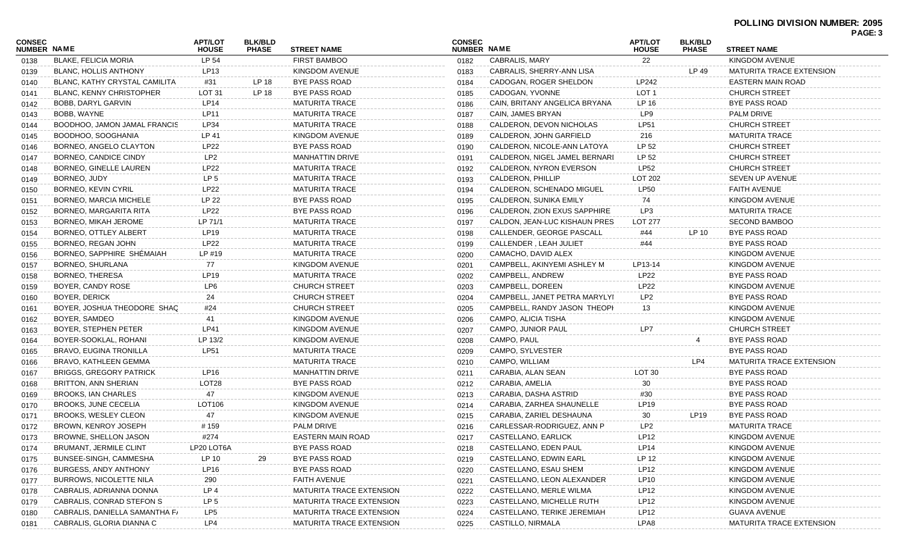**POLLING DIVISION NUMBER: 2095**

| CONSEC NUMBER | NAME | APT/LOT HOUSE | BLK/BLD PHASE | STREET NAME |
|---|---|---|---|---|
| 0138 | BLAKE, FELICIA MORIA | LP 54 | | FIRST BAMBOO |
| 0139 | BLANC, HOLLIS ANTHONY | LP13 | | KINGDOM AVENUE |
| 0140 | BLANC, KATHY CRYSTAL CAMILITA | #31 | LP 18 | BYE PASS ROAD |
| 0141 | BLANC, KENNY CHRISTOPHER | LOT 31 | LP 18 | BYE PASS ROAD |
| 0142 | BOBB, DARYL GARVIN | LP14 | | MATURITA TRACE |
| 0143 | BOBB, WAYNE | LP11 | | MATURITA TRACE |
| 0144 | BOODHOO, JAMON JAMAL FRANCIS | LP34 | | MATURITA TRACE |
| 0145 | BOODHOO, SOOGHANIA | LP 41 | | KINGDOM AVENUE |
| 0146 | BORNEO, ANGELO CLAYTON | LP22 | | BYE PASS ROAD |
| 0147 | BORNEO, CANDICE CINDY | LP2 | | MANHATTIN DRIVE |
| 0148 | BORNEO, GINELLE LAUREN | LP22 | | MATURITA TRACE |
| 0149 | BORNEO, JUDY | LP 5 | | MATURITA TRACE |
| 0150 | BORNEO, KEVIN CYRIL | LP22 | | MATURITA TRACE |
| 0151 | BORNEO, MARCIA MICHELE | LP 22 | | BYE PASS ROAD |
| 0152 | BORNEO, MARGARITA RITA | LP22 | | BYE PASS ROAD |
| 0153 | BORNEO, MIKAH JEROME | LP 71/1 | | MATURITA TRACE |
| 0154 | BORNEO, OTTLEY ALBERT | LP19 | | MATURITA TRACE |
| 0155 | BORNEO, REGAN JOHN | LP22 | | MATURITA TRACE |
| 0156 | BORNEO, SAPPHIRE SHÉMAIAH | LP #19 | | MATURITA TRACE |
| 0157 | BORNEO, SHURLANA | 77 | | KINGDOM AVENUE |
| 0158 | BORNEO, THERESA | LP19 | | MATURITA TRACE |
| 0159 | BOYER, CANDY ROSE | LP6 | | CHURCH STREET |
| 0160 | BOYER, DERICK | 24 | | CHURCH STREET |
| 0161 | BOYER, JOSHUA THEODORE SHAQ | #24 | | CHURCH STREET |
| 0162 | BOYER, SAMDEO | 41 | | KINGDOM AVENUE |
| 0163 | BOYER, STEPHEN PETER | LP41 | | KINGDOM AVENUE |
| 0164 | BOYER-SOOKLAL, ROHANI | LP 13/2 | | KINGDOM AVENUE |
| 0165 | BRAVO, EUGINA TRONILLA | LP51 | | MATURITA TRACE |
| 0166 | BRAVO, KATHLEEN GEMMA | | | MATURITA TRACE |
| 0167 | BRIGGS, GREGORY PATRICK | LP16 | | MANHATTIN DRIVE |
| 0168 | BRITTON, ANN SHERIAN | LOT28 | | BYE PASS ROAD |
| 0169 | BROOKS, IAN CHARLES | 47 | | KINGDOM AVENUE |
| 0170 | BROOKS, JUNE CECELIA | LOT106 | | KINGDOM AVENUE |
| 0171 | BROOKS, WESLEY CLEON | 47 | | KINGDOM AVENUE |
| 0172 | BROWN, KENROY JOSEPH | # 159 | | PALM DRIVE |
| 0173 | BROWNE, SHELLON JASON | #274 | | EASTERN MAIN ROAD |
| 0174 | BRUMANT, JERMILE CLINT | LP20 LOT6A | | BYE PASS ROAD |
| 0175 | BUNSEE-SINGH, CAMMESHA | LP 10 | 29 | BYE PASS ROAD |
| 0176 | BURGESS, ANDY ANTHONY | LP16 | | BYE PASS ROAD |
| 0177 | BURROWS, NICOLETTE NILA | 290 | | FAITH AVENUE |
| 0178 | CABRALIS, ADRIANNA DONNA | LP 4 | | MATURITA TRACE EXTENSION |
| 0179 | CABRALIS, CONRAD STEFON S | LP 5 | | MATURITA TRACE EXTENSION |
| 0180 | CABRALIS, DANIELLA SAMANTHA FA | LP5 | | MATURITA TRACE EXTENSION |
| 0181 | CABRALIS, GLORIA DIANNA C | LP4 | | MATURITA TRACE EXTENSION |
| 0182 | CABRALIS, MARY | 22 | | KINGDOM AVENUE |
| 0183 | CABRALIS, SHERRY-ANN LISA | | LP 49 | MATURITA TRACE EXTENSION |
| 0184 | CADOGAN, ROGER SHELDON | LP242 | | EASTERN MAIN ROAD |
| 0185 | CADOGAN, YVONNE | LOT 1 | | CHURCH STREET |
| 0186 | CAIN, BRITANY ANGELICA BRYANA | LP 16 | | BYE PASS ROAD |
| 0187 | CAIN, JAMES BRYAN | LP9 | | PALM DRIVE |
| 0188 | CALDERON, DEVON NICHOLAS | LP51 | | CHURCH STREET |
| 0189 | CALDERON, JOHN GARFIELD | 216 | | MATURITA TRACE |
| 0190 | CALDERON, NICOLE-ANN LATOYA | LP 52 | | CHURCH STREET |
| 0191 | CALDERON, NIGEL JAMEL BERNARI | LP 52 | | CHURCH STREET |
| 0192 | CALDERON, NYRON EVERSON | LP52 | | CHURCH STREET |
| 0193 | CALDERON, PHILLIP | LOT 202 | | SEVEN UP AVENUE |
| 0194 | CALDERON, SCHENADO MIGUEL | LP50 | | FAITH AVENUE |
| 0195 | CALDERON, SUNIKA EMILY | 74 | | KINGDOM AVENUE |
| 0196 | CALDERON, ZION EXUS SAPPHIRE | LP3 | | MATURITA TRACE |
| 0197 | CALDON, JEAN-LUC KISHAUN PRES | LOT 277 | | SECOND BAMBOO |
| 0198 | CALLENDER, GEORGE PASCALL | #44 | LP 10 | BYE PASS ROAD |
| 0199 | CALLENDER , LEAH JULIET | #44 | | BYE PASS ROAD |
| 0200 | CAMACHO, DAVID ALEX | | | KINGDOM AVENUE |
| 0201 | CAMPBELL, AKINYEMI ASHLEY M | LP13-14 | | KINGDOM AVENUE |
| 0202 | CAMPBELL, ANDREW | LP22 | | BYE PASS ROAD |
| 0203 | CAMPBELL, DOREEN | LP22 | | KINGDOM AVENUE |
| 0204 | CAMPBELL, JANET PETRA MARYLYI | LP2 | | BYE PASS ROAD |
| 0205 | CAMPBELL, RANDY JASON THEOPI | 13 | | KINGDOM AVENUE |
| 0206 | CAMPO, ALICIA TISHA | | | KINGDOM AVENUE |
| 0207 | CAMPO, JUNIOR PAUL | LP7 | | CHURCH STREET |
| 0208 | CAMPO, PAUL | | 4 | BYE PASS ROAD |
| 0209 | CAMPO, SYLVESTER | | | BYE PASS ROAD |
| 0210 | CAMPO, WILLIAM | | LP4 | MATURITA TRACE EXTENSION |
| 0211 | CARABIA, ALAN SEAN | LOT 30 | | BYE PASS ROAD |
| 0212 | CARABIA, AMELIA | 30 | | BYE PASS ROAD |
| 0213 | CARABIA, DASHA ASTRID | #30 | | BYE PASS ROAD |
| 0214 | CARABIA, ZARHEA SHAUNELLE | LP19 | | BYE PASS ROAD |
| 0215 | CARABIA, ZARIEL DESHAUNA | 30 | LP19 | BYE PASS ROAD |
| 0216 | CARLESSAR-RODRIGUEZ, ANN P | LP2 | | MATURITA TRACE |
| 0217 | CASTELLANO, EARLICK | LP12 | | KINGDOM AVENUE |
| 0218 | CASTELLANO, EDEN PAUL | LP14 | | KINGDOM AVENUE |
| 0219 | CASTELLANO, EDWIN EARL | LP 12 | | KINGDOM AVENUE |
| 0220 | CASTELLANO, ESAU SHEM | LP12 | | KINGDOM AVENUE |
| 0221 | CASTELLANO, LEON ALEXANDER | LP10 | | KINGDOM AVENUE |
| 0222 | CASTELLANO, MERLE WILMA | LP12 | | KINGDOM AVENUE |
| 0223 | CASTELLANO, MICHELLE RUTH | LP12 | | KINGDOM AVENUE |
| 0224 | CASTELLANO, TERIKE JEREMIAH | LP12 | | GUAVA AVENUE |
| 0225 | CASTILLO, NIRMALA | LPA8 | | MATURITA TRACE EXTENSION |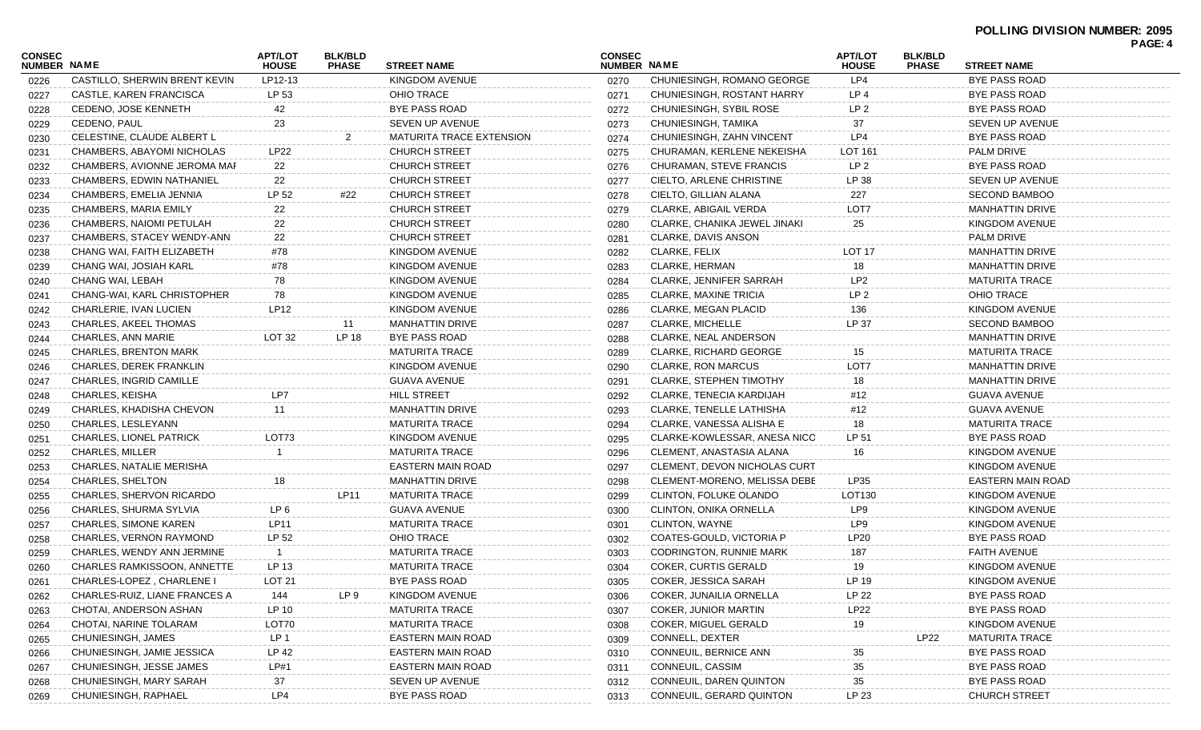**POLLING DIVISION NUMBER: 2095**

| CONSEC NUMBER | NAME | APT/LOT HOUSE | BLK/BLD PHASE | STREET NAME |
|---|---|---|---|---|
| 0226 | CASTILLO, SHERWIN BRENT KEVIN | LP12-13 | | KINGDOM AVENUE |
| 0227 | CASTLE, KAREN FRANCISCA | LP 53 | | OHIO TRACE |
| 0228 | CEDENO, JOSE KENNETH | 42 | | BYE PASS ROAD |
| 0229 | CEDENO, PAUL | 23 | | SEVEN UP AVENUE |
| 0230 | CELESTINE, CLAUDE ALBERT L | | 2 | MATURITA TRACE EXTENSION |
| 0231 | CHAMBERS, ABAYOMI NICHOLAS | LP22 | | CHURCH STREET |
| 0232 | CHAMBERS, AVIONNE JEROMA MAI | 22 | | CHURCH STREET |
| 0233 | CHAMBERS, EDWIN NATHANIEL | 22 | | CHURCH STREET |
| 0234 | CHAMBERS, EMELIA JENNIA | LP 52 | #22 | CHURCH STREET |
| 0235 | CHAMBERS, MARIA EMILY | 22 | | CHURCH STREET |
| 0236 | CHAMBERS, NAIOMI PETULAH | 22 | | CHURCH STREET |
| 0237 | CHAMBERS, STACEY WENDY-ANN | 22 | | CHURCH STREET |
| 0238 | CHANG WAI, FAITH ELIZABETH | #78 | | KINGDOM AVENUE |
| 0239 | CHANG WAI, JOSIAH KARL | #78 | | KINGDOM AVENUE |
| 0240 | CHANG WAI, LEBAH | 78 | | KINGDOM AVENUE |
| 0241 | CHANG-WAI, KARL CHRISTOPHER | 78 | | KINGDOM AVENUE |
| 0242 | CHARLERIE, IVAN LUCIEN | LP12 | | KINGDOM AVENUE |
| 0243 | CHARLES, AKEEL THOMAS | | 11 | MANHATTIN DRIVE |
| 0244 | CHARLES, ANN MARIE | LOT 32 | LP 18 | BYE PASS ROAD |
| 0245 | CHARLES, BRENTON MARK | | | MATURITA TRACE |
| 0246 | CHARLES, DEREK FRANKLIN | | | KINGDOM AVENUE |
| 0247 | CHARLES, INGRID CAMILLE | | | GUAVA AVENUE |
| 0248 | CHARLES, KEISHA | LP7 | | HILL STREET |
| 0249 | CHARLES, KHADISHA CHEVON | 11 | | MANHATTIN DRIVE |
| 0250 | CHARLES, LESLEYANN | | | MATURITA TRACE |
| 0251 | CHARLES, LIONEL PATRICK | LOT73 | | KINGDOM AVENUE |
| 0252 | CHARLES, MILLER | 1 | | MATURITA TRACE |
| 0253 | CHARLES, NATALIE MERISHA | | | EASTERN MAIN ROAD |
| 0254 | CHARLES, SHELTON | 18 | | MANHATTIN DRIVE |
| 0255 | CHARLES, SHERVON RICARDO | | LP11 | MATURITA TRACE |
| 0256 | CHARLES, SHURMA SYLVIA | LP 6 | | GUAVA AVENUE |
| 0257 | CHARLES, SIMONE KAREN | LP11 | | MATURITA TRACE |
| 0258 | CHARLES, VERNON RAYMOND | LP 52 | | OHIO TRACE |
| 0259 | CHARLES, WENDY ANN JERMINE | 1 | | MATURITA TRACE |
| 0260 | CHARLES RAMKISSOON, ANNETTE | LP 13 | | MATURITA TRACE |
| 0261 | CHARLES-LOPEZ , CHARLENE I | LOT 21 | | BYE PASS ROAD |
| 0262 | CHARLES-RUIZ, LIANE FRANCES A | 144 | LP 9 | KINGDOM AVENUE |
| 0263 | CHOTAI, ANDERSON ASHAN | LP 10 | | MATURITA TRACE |
| 0264 | CHOTAI, NARINE TOLARAM | LOT70 | | MATURITA TRACE |
| 0265 | CHUNIESINGH, JAMES | LP 1 | | EASTERN MAIN ROAD |
| 0266 | CHUNIESINGH, JAMIE JESSICA | LP 42 | | EASTERN MAIN ROAD |
| 0267 | CHUNIESINGH, JESSE JAMES | LP#1 | | EASTERN MAIN ROAD |
| 0268 | CHUNIESINGH, MARY SARAH | 37 | | SEVEN UP AVENUE |
| 0269 | CHUNIESINGH, RAPHAEL | LP4 | | BYE PASS ROAD |
| 0270 | CHUNIESINGH, ROMANO GEORGE | LP4 | | BYE PASS ROAD |
| 0271 | CHUNIESINGH, ROSTANT HARRY | LP 4 | | BYE PASS ROAD |
| 0272 | CHUNIESINGH, SYBIL ROSE | LP 2 | | BYE PASS ROAD |
| 0273 | CHUNIESINGH, TAMIKA | 37 | | SEVEN UP AVENUE |
| 0274 | CHUNIESINGH, ZAHN VINCENT | LP4 | | BYE PASS ROAD |
| 0275 | CHURAMAN, KERLENE NEKEISHA | LOT 161 | | PALM DRIVE |
| 0276 | CHURAMAN, STEVE FRANCIS | LP 2 | | BYE PASS ROAD |
| 0277 | CIELTO, ARLENE CHRISTINE | LP 38 | | SEVEN UP AVENUE |
| 0278 | CIELTO, GILLIAN ALANA | 227 | | SECOND BAMBOO |
| 0279 | CLARKE, ABIGAIL VERDA | LOT7 | | MANHATTIN DRIVE |
| 0280 | CLARKE, CHANIKA JEWEL JINAKI | 25 | | KINGDOM AVENUE |
| 0281 | CLARKE, DAVIS ANSON | | | PALM DRIVE |
| 0282 | CLARKE, FELIX | LOT 17 | | MANHATTIN DRIVE |
| 0283 | CLARKE, HERMAN | 18 | | MANHATTIN DRIVE |
| 0284 | CLARKE, JENNIFER SARRAH | LP2 | | MATURITA TRACE |
| 0285 | CLARKE, MAXINE TRICIA | LP 2 | | OHIO TRACE |
| 0286 | CLARKE, MEGAN PLACID | 136 | | KINGDOM AVENUE |
| 0287 | CLARKE, MICHELLE | LP 37 | | SECOND BAMBOO |
| 0288 | CLARKE, NEAL ANDERSON | | | MANHATTIN DRIVE |
| 0289 | CLARKE, RICHARD GEORGE | 15 | | MATURITA TRACE |
| 0290 | CLARKE, RON MARCUS | LOT7 | | MANHATTIN DRIVE |
| 0291 | CLARKE, STEPHEN TIMOTHY | 18 | | MANHATTIN DRIVE |
| 0292 | CLARKE, TENECIA KARDIJAH | #12 | | GUAVA AVENUE |
| 0293 | CLARKE, TENELLE LATHISHA | #12 | | GUAVA AVENUE |
| 0294 | CLARKE, VANESSA ALISHA E | 18 | | MATURITA TRACE |
| 0295 | CLARKE-KOWLESSAR, ANESA NICO | LP 51 | | BYE PASS ROAD |
| 0296 | CLEMENT, ANASTASIA ALANA | 16 | | KINGDOM AVENUE |
| 0297 | CLEMENT, DEVON NICHOLAS CURT | | | KINGDOM AVENUE |
| 0298 | CLEMENT-MORENO, MELISSA DEBE | LP35 | | EASTERN MAIN ROAD |
| 0299 | CLINTON, FOLUKE OLANDO | LOT130 | | KINGDOM AVENUE |
| 0300 | CLINTON, ONIKA ORNELLA | LP9 | | KINGDOM AVENUE |
| 0301 | CLINTON, WAYNE | LP9 | | KINGDOM AVENUE |
| 0302 | COATES-GOULD, VICTORIA P | LP20 | | BYE PASS ROAD |
| 0303 | CODRINGTON, RUNNIE MARK | 187 | | FAITH AVENUE |
| 0304 | COKER, CURTIS GERALD | 19 | | KINGDOM AVENUE |
| 0305 | COKER, JESSICA SARAH | LP 19 | | KINGDOM AVENUE |
| 0306 | COKER, JUNAILIA ORNELLA | LP 22 | | BYE PASS ROAD |
| 0307 | COKER, JUNIOR MARTIN | LP22 | | BYE PASS ROAD |
| 0308 | COKER, MIGUEL GERALD | 19 | | KINGDOM AVENUE |
| 0309 | CONNELL, DEXTER | | LP22 | MATURITA TRACE |
| 0310 | CONNEUIL, BERNICE ANN | 35 | | BYE PASS ROAD |
| 0311 | CONNEUIL, CASSIM | 35 | | BYE PASS ROAD |
| 0312 | CONNEUIL, DAREN QUINTON | 35 | | BYE PASS ROAD |
| 0313 | CONNEUIL, GERARD QUINTON | LP 23 | | CHURCH STREET |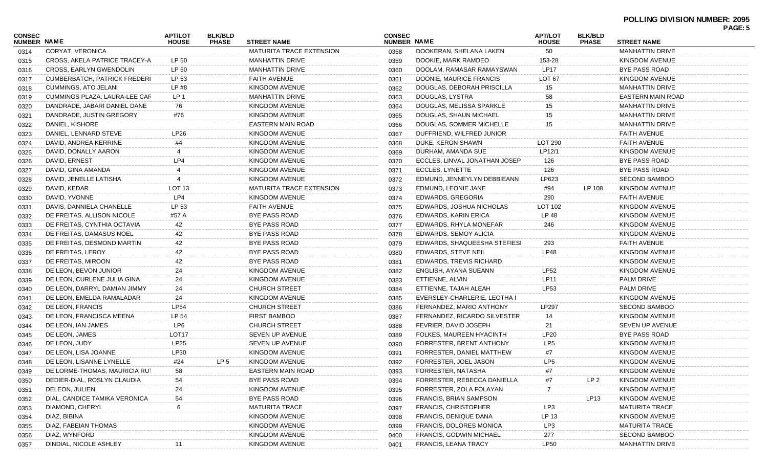**POLLING DIVISION NUMBER: 2095**

| CONSEC NUMBER | NAME | APT/LOT HOUSE | BLK/BLD PHASE | STREET NAME |
|---|---|---|---|---|
| 0314 | CORYAT, VERONICA | | | MATURITA TRACE EXTENSION |
| 0315 | CROSS, AKELA PATRICE TRACEY-A | LP 50 | | MANHATTIN DRIVE |
| 0316 | CROSS, EARLYN GWENDOLIN | LP 50 | | MANHATTIN DRIVE |
| 0317 | CUMBERBATCH, PATRICK FREDERI | LP 53 | | FAITH AVENUE |
| 0318 | CUMMINGS, ATO JELANI | LP #8 | | KINGDOM AVENUE |
| 0319 | CUMMINGS PLAZA, LAURA-LEE CAF | LP 1 | | MANHATTIN DRIVE |
| 0320 | DANDRADE, JABARI DANIEL DANE | 76 | | KINGDOM AVENUE |
| 0321 | DANDRADE, JUSTIN GREGORY | #76 | | KINGDOM AVENUE |
| 0322 | DANIEL, KISHORE | | | EASTERN MAIN ROAD |
| 0323 | DANIEL, LENNARD STEVE | LP26 | | KINGDOM AVENUE |
| 0324 | DAVID, ANDREA KERRINE | #4 | | KINGDOM AVENUE |
| 0325 | DAVID, DONALLY AARON | 4 | | KINGDOM AVENUE |
| 0326 | DAVID, ERNEST | LP4 | | KINGDOM AVENUE |
| 0327 | DAVID, GINA AMANDA | 4 | | KINGDOM AVENUE |
| 0328 | DAVID, JENELLE LATISHA | 4 | | KINGDOM AVENUE |
| 0329 | DAVID, KEDAR | LOT 13 | | MATURITA TRACE EXTENSION |
| 0330 | DAVID, YVONNE | LP4 | | KINGDOM AVENUE |
| 0331 | DAVIS, DANNIELA CHANELLE | LP 53 | | FAITH AVENUE |
| 0332 | DE FREITAS, ALLISON NICOLE | #57 A | | BYE PASS ROAD |
| 0333 | DE FREITAS, CYNTHIA OCTAVIA | 42 | | BYE PASS ROAD |
| 0334 | DE FREITAS, DAMASUS NOEL | 42 | | BYE PASS ROAD |
| 0335 | DE FREITAS, DESMOND MARTIN | 42 | | BYE PASS ROAD |
| 0336 | DE FREITAS, LEROY | 42 | | BYE PASS ROAD |
| 0337 | DE FREITAS, MIROON | 42 | | BYE PASS ROAD |
| 0338 | DE LEON, BEVON JUNIOR | 24 | | KINGDOM AVENUE |
| 0339 | DE LEON, CURLENE JULIA GINA | 24 | | KINGDOM AVENUE |
| 0340 | DE LEON, DARRYL DAMIAN JIMMY | 24 | | CHURCH STREET |
| 0341 | DE LEON, EMELDA RAMALADAR | 24 | | KINGDOM AVENUE |
| 0342 | DE LEON, FRANCIS | LP54 | | CHURCH STREET |
| 0343 | DE LEON, FRANCISCA MEENA | LP 54 | | FIRST BAMBOO |
| 0344 | DE LEON, IAN JAMES | LP6 | | CHURCH STREET |
| 0345 | DE LEON, JAMES | LOT17 | | SEVEN UP AVENUE |
| 0346 | DE LEON, JUDY | LP25 | | SEVEN UP AVENUE |
| 0347 | DE LEON, LISA JOANNE | LP30 | | KINGDOM AVENUE |
| 0348 | DE LEON, LISANNE LYNELLE | #24 | LP 5 | KINGDOM AVENUE |
| 0349 | DE LORME-THOMAS, MAURICIA RUT | 58 | | EASTERN MAIN ROAD |
| 0350 | DEDIER-DIAL, ROSLYN CLAUDIA | 54 | | BYE PASS ROAD |
| 0351 | DELEON, JULIEN | 24 | | KINGDOM AVENUE |
| 0352 | DIAL, CANDICE TAMIKA VERONICA | 54 | | BYE PASS ROAD |
| 0353 | DIAMOND, CHERYL | 6 | | MATURITA TRACE |
| 0354 | DIAZ, BIBINA | | | KINGDOM AVENUE |
| 0355 | DIAZ, FABEIAN THOMAS | | | KINGDOM AVENUE |
| 0356 | DIAZ, WYNFORD | | | KINGDOM AVENUE |
| 0357 | DINDIAL, NICOLE ASHLEY | 11 | | KINGDOM AVENUE |
| 0358 | DOOKERAN, SHELANA LAKEN | 50 | | MANHATTIN DRIVE |
| 0359 | DOOKIE, MARK RAMDEO | 153-28 | | KINGDOM AVENUE |
| 0360 | DOOLAM, RAMASAR RAMAYSWAN | LP17 | | BYE PASS ROAD |
| 0361 | DOONIE, MAURICE FRANCIS | LOT 67 | | KINGDOM AVENUE |
| 0362 | DOUGLAS, DEBORAH PRISCILLA | 15 | | MANHATTIN DRIVE |
| 0363 | DOUGLAS, LYSTRA | 58 | | EASTERN MAIN ROAD |
| 0364 | DOUGLAS, MELISSA SPARKLE | 15 | | MANHATTIN DRIVE |
| 0365 | DOUGLAS, SHAUN MICHAEL | 15 | | MANHATTIN DRIVE |
| 0366 | DOUGLAS, SOMMER MICHELLE | 15 | | MANHATTIN DRIVE |
| 0367 | DUFFRIEND, WILFRED JUNIOR | | | FAITH AVENUE |
| 0368 | DUKE, KERON SHAWN | LOT 290 | | FAITH AVENUE |
| 0369 | DURHAM, AMANDA SUE | LP12/1 | | KINGDOM AVENUE |
| 0370 | ECCLES, LINVAL JONATHAN JOSEP | 126 | | BYE PASS ROAD |
| 0371 | ECCLES, LYNETTE | 126 | | BYE PASS ROAD |
| 0372 | EDMUND, JENNEYLYN DEBBIEANN | LP623 | | SECOND BAMBOO |
| 0373 | EDMUND, LEONIE JANE | #94 | LP 108 | KINGDOM AVENUE |
| 0374 | EDWARDS, GREGORIA | 290 | | FAITH AVENUE |
| 0375 | EDWARDS, JOSHUA NICHOLAS | LOT 102 | | KINGDOM AVENUE |
| 0376 | EDWARDS, KARIN ERICA | LP 48 | | KINGDOM AVENUE |
| 0377 | EDWARDS, RHYLA MONEFAR | 246 | | KINGDOM AVENUE |
| 0378 | EDWARDS, SEMOY ALICIA | | | KINGDOM AVENUE |
| 0379 | EDWARDS, SHAQUEESHA STEFIESI | 293 | | FAITH AVENUE |
| 0380 | EDWARDS, STEVE NEIL | LP48 | | KINGDOM AVENUE |
| 0381 | EDWARDS, TREVIS RICHARD | | | KINGDOM AVENUE |
| 0382 | ENGLISH, AYANA SUEANN | LP52 | | KINGDOM AVENUE |
| 0383 | ETTIENNE, ALVIN | LP11 | | PALM DRIVE |
| 0384 | ETTIENNE, TAJAH ALEAH | LP53 | | PALM DRIVE |
| 0385 | EVERSLEY-CHARLERIE, LEOTHA I | | | KINGDOM AVENUE |
| 0386 | FERNANDEZ, MARIO ANTHONY | LP297 | | SECOND BAMBOO |
| 0387 | FERNANDEZ, RICARDO SILVESTER | 14 | | KINGDOM AVENUE |
| 0388 | FEVRIER, DAVID JOSEPH | 21 | | SEVEN UP AVENUE |
| 0389 | FOLKES, MAUREEN HYACINTH | LP20 | | BYE PASS ROAD |
| 0390 | FORRESTER, BRENT ANTHONY | LP5 | | KINGDOM AVENUE |
| 0391 | FORRESTER, DANIEL MATTHEW | #7 | | KINGDOM AVENUE |
| 0392 | FORRESTER, JOEL JASON | LP5 | | KINGDOM AVENUE |
| 0393 | FORRESTER, NATASHA | #7 | | KINGDOM AVENUE |
| 0394 | FORRESTER, REBECCA DANIELLA | #7 | LP 2 | KINGDOM AVENUE |
| 0395 | FORRESTER, ZOLA FOLAYAN | 7 | | KINGDOM AVENUE |
| 0396 | FRANCIS, BRIAN SAMPSON | | LP13 | KINGDOM AVENUE |
| 0397 | FRANCIS, CHRISTOPHER | LP3 | | MATURITA TRACE |
| 0398 | FRANCIS, DENIQUE DANA | LP 13 | | KINGDOM AVENUE |
| 0399 | FRANCIS, DOLORES MONICA | LP3 | | MATURITA TRACE |
| 0400 | FRANCIS, GODWIN MICHAEL | 277 | | SECOND BAMBOO |
| 0401 | FRANCIS, LEANA TRACY | LP50 | | MANHATTIN DRIVE |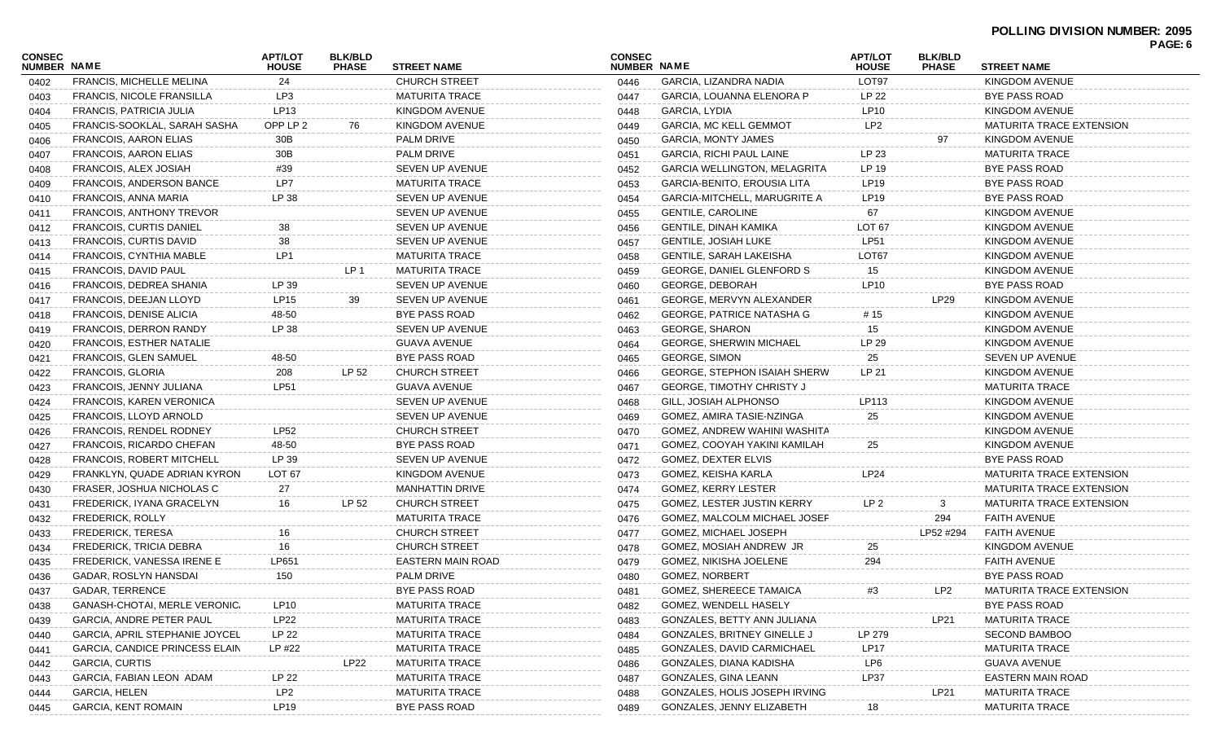# POLLING DIVISION NUMBER: 2095

| CONSEC NUMBER | NAME | APT/LOT HOUSE | BLK/BLD PHASE | STREET NAME |
|---|---|---|---|---|
| 0402 | FRANCIS, MICHELLE MELINA | 24 | | CHURCH STREET |
| 0403 | FRANCIS, NICOLE FRANSILLA | LP3 | | MATURITA TRACE |
| 0404 | FRANCIS, PATRICIA JULIA | LP13 | | KINGDOM AVENUE |
| 0405 | FRANCIS-SOOKLAL, SARAH SASHA | OPP LP 2 | 76 | KINGDOM AVENUE |
| 0406 | FRANCOIS, AARON ELIAS | 30B | | PALM DRIVE |
| 0407 | FRANCOIS, AARON ELIAS | 30B | | PALM DRIVE |
| 0408 | FRANCOIS, ALEX JOSIAH | #39 | | SEVEN UP AVENUE |
| 0409 | FRANCOIS, ANDERSON BANCE | LP7 | | MATURITA TRACE |
| 0410 | FRANCOIS, ANNA MARIA | LP 38 | | SEVEN UP AVENUE |
| 0411 | FRANCOIS, ANTHONY TREVOR | | | SEVEN UP AVENUE |
| 0412 | FRANCOIS, CURTIS DANIEL | 38 | | SEVEN UP AVENUE |
| 0413 | FRANCOIS, CURTIS DAVID | 38 | | SEVEN UP AVENUE |
| 0414 | FRANCOIS, CYNTHIA MABLE | LP1 | | MATURITA TRACE |
| 0415 | FRANCOIS, DAVID PAUL | | LP 1 | MATURITA TRACE |
| 0416 | FRANCOIS, DEDREA SHANIA | LP 39 | | SEVEN UP AVENUE |
| 0417 | FRANCOIS, DEEJAN LLOYD | LP15 | 39 | SEVEN UP AVENUE |
| 0418 | FRANCOIS, DENISE ALICIA | 48-50 | | BYE PASS ROAD |
| 0419 | FRANCOIS, DERRON RANDY | LP 38 | | SEVEN UP AVENUE |
| 0420 | FRANCOIS, ESTHER NATALIE | | | GUAVA AVENUE |
| 0421 | FRANCOIS, GLEN SAMUEL | 48-50 | | BYE PASS ROAD |
| 0422 | FRANCOIS, GLORIA | 208 | LP 52 | CHURCH STREET |
| 0423 | FRANCOIS, JENNY JULIANA | LP51 | | GUAVA AVENUE |
| 0424 | FRANCOIS, KAREN VERONICA | | | SEVEN UP AVENUE |
| 0425 | FRANCOIS, LLOYD ARNOLD | | | SEVEN UP AVENUE |
| 0426 | FRANCOIS, RENDEL RODNEY | LP52 | | CHURCH STREET |
| 0427 | FRANCOIS, RICARDO CHEFAN | 48-50 | | BYE PASS ROAD |
| 0428 | FRANCOIS, ROBERT MITCHELL | LP 39 | | SEVEN UP AVENUE |
| 0429 | FRANKLYN, QUADE ADRIAN KYRON | LOT 67 | | KINGDOM AVENUE |
| 0430 | FRASER, JOSHUA NICHOLAS C | 27 | | MANHATTIN DRIVE |
| 0431 | FREDERICK, IYANA GRACELYN | 16 | LP 52 | CHURCH STREET |
| 0432 | FREDERICK, ROLLY | | | MATURITA TRACE |
| 0433 | FREDERICK, TERESA | 16 | | CHURCH STREET |
| 0434 | FREDERICK, TRICIA DEBRA | 16 | | CHURCH STREET |
| 0435 | FREDERICK, VANESSA IRENE E | LP651 | | EASTERN MAIN ROAD |
| 0436 | GADAR, ROSLYN HANSDAI | 150 | | PALM DRIVE |
| 0437 | GADAR, TERRENCE | | | BYE PASS ROAD |
| 0438 | GANASH-CHOTAI, MERLE VERONIC. | LP10 | | MATURITA TRACE |
| 0439 | GARCIA, ANDRE PETER PAUL | LP22 | | MATURITA TRACE |
| 0440 | GARCIA, APRIL STEPHANIE JOYCEL | LP 22 | | MATURITA TRACE |
| 0441 | GARCIA, CANDICE PRINCESS ELAIN | LP #22 | | MATURITA TRACE |
| 0442 | GARCIA, CURTIS | | LP22 | MATURITA TRACE |
| 0443 | GARCIA, FABIAN LEON ADAM | LP 22 | | MATURITA TRACE |
| 0444 | GARCIA, HELEN | LP2 | | MATURITA TRACE |
| 0445 | GARCIA, KENT ROMAIN | LP19 | | BYE PASS ROAD |
| 0446 | GARCIA, LIZANDRA NADIA | LOT97 | | KINGDOM AVENUE |
| 0447 | GARCIA, LOUANNA ELENORA P | LP 22 | | BYE PASS ROAD |
| 0448 | GARCIA, LYDIA | LP10 | | KINGDOM AVENUE |
| 0449 | GARCIA, MC KELL GEMMOT | LP2 | | MATURITA TRACE EXTENSION |
| 0450 | GARCIA, MONTY JAMES | | 97 | KINGDOM AVENUE |
| 0451 | GARCIA, RICHI PAUL LAINE | LP 23 | | MATURITA TRACE |
| 0452 | GARCIA WELLINGTON, MELAGRITA | LP 19 | | BYE PASS ROAD |
| 0453 | GARCIA-BENITO, EROUSIA LITA | LP19 | | BYE PASS ROAD |
| 0454 | GARCIA-MITCHELL, MARUGRITE A | LP19 | | BYE PASS ROAD |
| 0455 | GENTILE, CAROLINE | 67 | | KINGDOM AVENUE |
| 0456 | GENTILE, DINAH KAMIKA | LOT 67 | | KINGDOM AVENUE |
| 0457 | GENTILE, JOSIAH LUKE | LP51 | | KINGDOM AVENUE |
| 0458 | GENTILE, SARAH LAKEISHA | LOT67 | | KINGDOM AVENUE |
| 0459 | GEORGE, DANIEL GLENFORD S | 15 | | KINGDOM AVENUE |
| 0460 | GEORGE, DEBORAH | LP10 | | BYE PASS ROAD |
| 0461 | GEORGE, MERVYN ALEXANDER | | LP29 | KINGDOM AVENUE |
| 0462 | GEORGE, PATRICE NATASHA G | # 15 | | KINGDOM AVENUE |
| 0463 | GEORGE, SHARON | 15 | | KINGDOM AVENUE |
| 0464 | GEORGE, SHERWIN MICHAEL | LP 29 | | KINGDOM AVENUE |
| 0465 | GEORGE, SIMON | 25 | | SEVEN UP AVENUE |
| 0466 | GEORGE, STEPHON ISAIAH SHERW | LP 21 | | KINGDOM AVENUE |
| 0467 | GEORGE, TIMOTHY CHRISTY J | | | MATURITA TRACE |
| 0468 | GILL, JOSIAH ALPHONSO | LP113 | | KINGDOM AVENUE |
| 0469 | GOMEZ, AMIRA TASIE-NZINGA | 25 | | KINGDOM AVENUE |
| 0470 | GOMEZ, ANDREW WAHINI WASHITA | | | KINGDOM AVENUE |
| 0471 | GOMEZ, COOYAH YAKINI KAMILAH | 25 | | KINGDOM AVENUE |
| 0472 | GOMEZ, DEXTER ELVIS | | | BYE PASS ROAD |
| 0473 | GOMEZ, KEISHA KARLA | LP24 | | MATURITA TRACE EXTENSION |
| 0474 | GOMEZ, KERRY LESTER | | | MATURITA TRACE EXTENSION |
| 0475 | GOMEZ, LESTER JUSTIN KERRY | LP 2 | 3 | MATURITA TRACE EXTENSION |
| 0476 | GOMEZ, MALCOLM MICHAEL JOSEF | | 294 | FAITH AVENUE |
| 0477 | GOMEZ, MICHAEL JOSEPH | | LP52 #294 | FAITH AVENUE |
| 0478 | GOMEZ, MOSIAH ANDREW JR | 25 | | KINGDOM AVENUE |
| 0479 | GOMEZ, NIKISHA JOELENE | 294 | | FAITH AVENUE |
| 0480 | GOMEZ, NORBERT | | | BYE PASS ROAD |
| 0481 | GOMEZ, SHEREECE TAMAICA | #3 | LP2 | MATURITA TRACE EXTENSION |
| 0482 | GOMEZ, WENDELL HASELY | | | BYE PASS ROAD |
| 0483 | GONZALES, BETTY ANN JULIANA | | LP21 | MATURITA TRACE |
| 0484 | GONZALES, BRITNEY GINELLE J | LP 279 | | SECOND BAMBOO |
| 0485 | GONZALES, DAVID CARMICHAEL | LP17 | | MATURITA TRACE |
| 0486 | GONZALES, DIANA KADISHA | LP6 | | GUAVA AVENUE |
| 0487 | GONZALES, GINA LEANN | LP37 | | EASTERN MAIN ROAD |
| 0488 | GONZALES, HOLIS JOSEPH IRVING | | LP21 | MATURITA TRACE |
| 0489 | GONZALES, JENNY ELIZABETH | 18 | | MATURITA TRACE |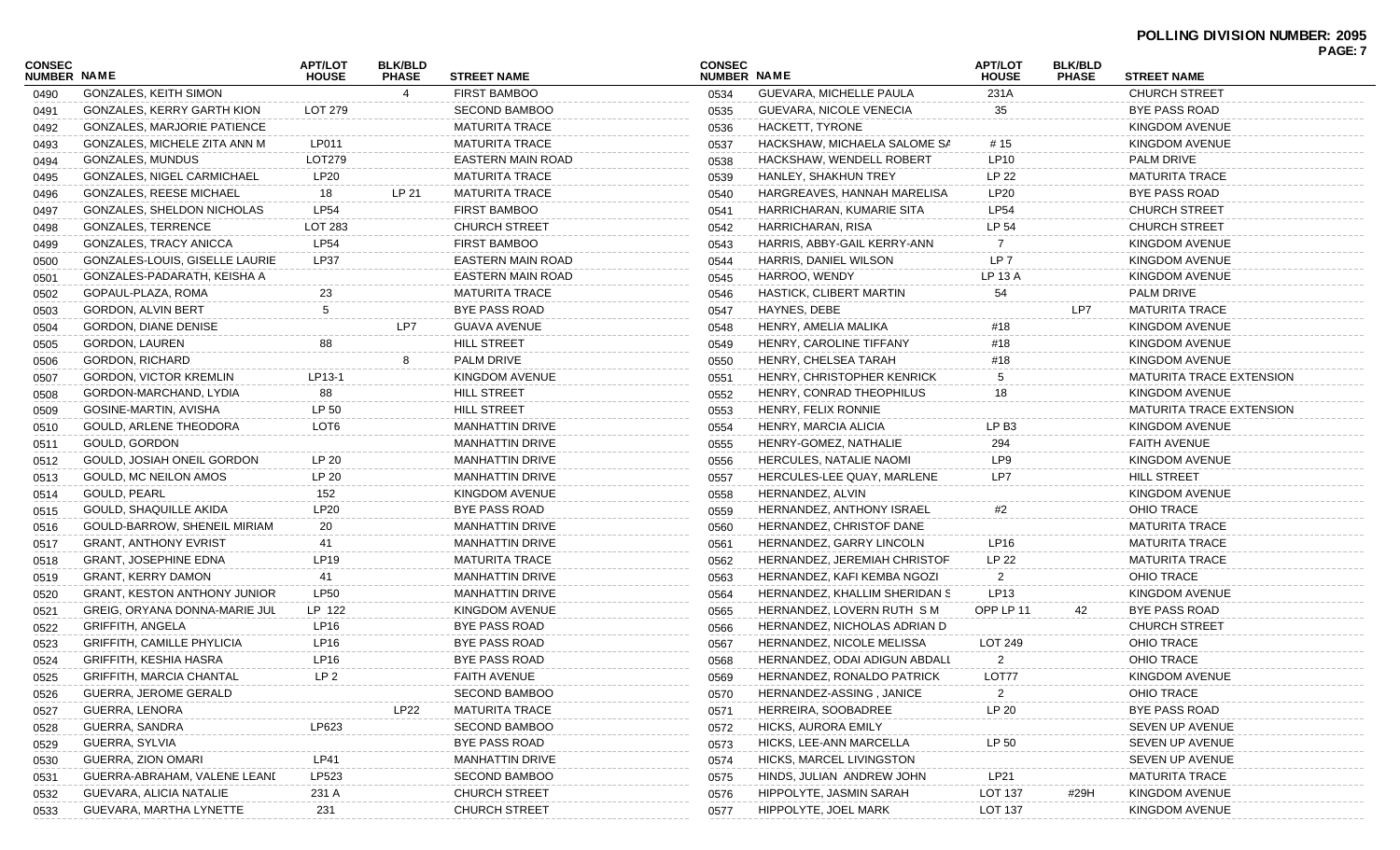**POLLING DIVISION NUMBER: 2095**

| CONSEC NUMBER | NAME | APT/LOT HOUSE | BLK/BLD PHASE | STREET NAME |
|---|---|---|---|---|
| 0490 | GONZALES, KEITH SIMON | | 4 | FIRST BAMBOO |
| 0491 | GONZALES, KERRY GARTH KION | LOT 279 | | SECOND BAMBOO |
| 0492 | GONZALES, MARJORIE PATIENCE | | | MATURITA TRACE |
| 0493 | GONZALES, MICHELE ZITA ANN M | LP011 | | MATURITA TRACE |
| 0494 | GONZALES, MUNDUS | LOT279 | | EASTERN MAIN ROAD |
| 0495 | GONZALES, NIGEL CARMICHAEL | LP20 | | MATURITA TRACE |
| 0496 | GONZALES, REESE MICHAEL | 18 | LP 21 | MATURITA TRACE |
| 0497 | GONZALES, SHELDON NICHOLAS | LP54 | | FIRST BAMBOO |
| 0498 | GONZALES, TERRENCE | LOT 283 | | CHURCH STREET |
| 0499 | GONZALES, TRACY ANICCA | LP54 | | FIRST BAMBOO |
| 0500 | GONZALES-LOUIS, GISELLE LAURIE | LP37 | | EASTERN MAIN ROAD |
| 0501 | GONZALES-PADARATH, KEISHA A | | | EASTERN MAIN ROAD |
| 0502 | GOPAUL-PLAZA, ROMA | 23 | | MATURITA TRACE |
| 0503 | GORDON, ALVIN BERT | 5 | | BYE PASS ROAD |
| 0504 | GORDON, DIANE DENISE | | LP7 | GUAVA AVENUE |
| 0505 | GORDON, LAUREN | 88 | | HILL STREET |
| 0506 | GORDON, RICHARD | | 8 | PALM DRIVE |
| 0507 | GORDON, VICTOR KREMLIN | LP13-1 | | KINGDOM AVENUE |
| 0508 | GORDON-MARCHAND, LYDIA | 88 | | HILL STREET |
| 0509 | GOSINE-MARTIN, AVISHA | LP 50 | | HILL STREET |
| 0510 | GOULD, ARLENE THEODORA | LOT6 | | MANHATTIN DRIVE |
| 0511 | GOULD, GORDON | | | MANHATTIN DRIVE |
| 0512 | GOULD, JOSIAH ONEIL GORDON | LP 20 | | MANHATTIN DRIVE |
| 0513 | GOULD, MC NEILON AMOS | LP 20 | | MANHATTIN DRIVE |
| 0514 | GOULD, PEARL | 152 | | KINGDOM AVENUE |
| 0515 | GOULD, SHAQUILLE AKIDA | LP20 | | BYE PASS ROAD |
| 0516 | GOULD-BARROW, SHENEIL MIRIAM | 20 | | MANHATTIN DRIVE |
| 0517 | GRANT, ANTHONY EVRIST | 41 | | MANHATTIN DRIVE |
| 0518 | GRANT, JOSEPHINE EDNA | LP19 | | MATURITA TRACE |
| 0519 | GRANT, KERRY DAMON | 41 | | MANHATTIN DRIVE |
| 0520 | GRANT, KESTON ANTHONY JUNIOR | LP50 | | MANHATTIN DRIVE |
| 0521 | GREIG, ORYANA DONNA-MARIE JUL | LP 122 | | KINGDOM AVENUE |
| 0522 | GRIFFITH, ANGELA | LP16 | | BYE PASS ROAD |
| 0523 | GRIFFITH, CAMILLE PHYLICIA | LP16 | | BYE PASS ROAD |
| 0524 | GRIFFITH, KESHIA HASRA | LP16 | | BYE PASS ROAD |
| 0525 | GRIFFITH, MARCIA CHANTAL | LP 2 | | FAITH AVENUE |
| 0526 | GUERRA, JEROME GERALD | | | SECOND BAMBOO |
| 0527 | GUERRA, LENORA | | LP22 | MATURITA TRACE |
| 0528 | GUERRA, SANDRA | LP623 | | SECOND BAMBOO |
| 0529 | GUERRA, SYLVIA | | | BYE PASS ROAD |
| 0530 | GUERRA, ZION OMARI | LP41 | | MANHATTIN DRIVE |
| 0531 | GUERRA-ABRAHAM, VALENE LEANI | LP523 | | SECOND BAMBOO |
| 0532 | GUEVARA, ALICIA NATALIE | 231 A | | CHURCH STREET |
| 0533 | GUEVARA, MARTHA LYNETTE | 231 | | CHURCH STREET |
| 0534 | GUEVARA, MICHELLE PAULA | 231A | | CHURCH STREET |
| 0535 | GUEVARA, NICOLE VENECIA | 35 | | BYE PASS ROAD |
| 0536 | HACKETT, TYRONE | | | KINGDOM AVENUE |
| 0537 | HACKSHAW, MICHAELA SALOME SA | # 15 | | KINGDOM AVENUE |
| 0538 | HACKSHAW, WENDELL ROBERT | LP10 | | PALM DRIVE |
| 0539 | HANLEY, SHAKHUN TREY | LP 22 | | MATURITA TRACE |
| 0540 | HARGREAVES, HANNAH MARELISA | LP20 | | BYE PASS ROAD |
| 0541 | HARRICHARAN, KUMARIE SITA | LP54 | | CHURCH STREET |
| 0542 | HARRICHARAN, RISA | LP 54 | | CHURCH STREET |
| 0543 | HARRIS, ABBY-GAIL KERRY-ANN | 7 | | KINGDOM AVENUE |
| 0544 | HARRIS, DANIEL WILSON | LP 7 | | KINGDOM AVENUE |
| 0545 | HARROO, WENDY | LP 13 A | | KINGDOM AVENUE |
| 0546 | HASTICK, CLIBERT MARTIN | 54 | | PALM DRIVE |
| 0547 | HAYNES, DEBE | | LP7 | MATURITA TRACE |
| 0548 | HENRY, AMELIA MALIKA | #18 | | KINGDOM AVENUE |
| 0549 | HENRY, CAROLINE TIFFANY | #18 | | KINGDOM AVENUE |
| 0550 | HENRY, CHELSEA TARAH | #18 | | KINGDOM AVENUE |
| 0551 | HENRY, CHRISTOPHER KENRICK | 5 | | MATURITA TRACE EXTENSION |
| 0552 | HENRY, CONRAD THEOPHILUS | 18 | | KINGDOM AVENUE |
| 0553 | HENRY, FELIX RONNIE | | | MATURITA TRACE EXTENSION |
| 0554 | HENRY, MARCIA ALICIA | LP B3 | | KINGDOM AVENUE |
| 0555 | HENRY-GOMEZ, NATHALIE | 294 | | FAITH AVENUE |
| 0556 | HERCULES, NATALIE NAOMI | LP9 | | KINGDOM AVENUE |
| 0557 | HERCULES-LEE QUAY, MARLENE | LP7 | | HILL STREET |
| 0558 | HERNANDEZ, ALVIN | | | KINGDOM AVENUE |
| 0559 | HERNANDEZ, ANTHONY ISRAEL | #2 | | OHIO TRACE |
| 0560 | HERNANDEZ, CHRISTOF DANE | | | MATURITA TRACE |
| 0561 | HERNANDEZ, GARRY LINCOLN | LP16 | | MATURITA TRACE |
| 0562 | HERNANDEZ, JEREMIAH CHRISTOF | LP 22 | | MATURITA TRACE |
| 0563 | HERNANDEZ, KAFI KEMBA NGOZI | 2 | | OHIO TRACE |
| 0564 | HERNANDEZ, KHALLIM SHERIDAN S | LP13 | | KINGDOM AVENUE |
| 0565 | HERNANDEZ, LOVERN RUTH S M | OPP LP 11 | 42 | BYE PASS ROAD |
| 0566 | HERNANDEZ, NICHOLAS ADRIAN D | | | CHURCH STREET |
| 0567 | HERNANDEZ, NICOLE MELISSA | LOT 249 | | OHIO TRACE |
| 0568 | HERNANDEZ, ODAI ADIGUN ABDALL | 2 | | OHIO TRACE |
| 0569 | HERNANDEZ, RONALDO PATRICK | LOT77 | | KINGDOM AVENUE |
| 0570 | HERNANDEZ-ASSING , JANICE | 2 | | OHIO TRACE |
| 0571 | HERREIRA, SOOBADREE | LP 20 | | BYE PASS ROAD |
| 0572 | HICKS, AURORA EMILY | | | SEVEN UP AVENUE |
| 0573 | HICKS, LEE-ANN MARCELLA | LP 50 | | SEVEN UP AVENUE |
| 0574 | HICKS, MARCEL LIVINGSTON | | | SEVEN UP AVENUE |
| 0575 | HINDS, JULIAN ANDREW JOHN | LP21 | | MATURITA TRACE |
| 0576 | HIPPOLYTE, JASMIN SARAH | LOT 137 | #29H | KINGDOM AVENUE |
| 0577 | HIPPOLYTE, JOEL MARK | LOT 137 | | KINGDOM AVENUE |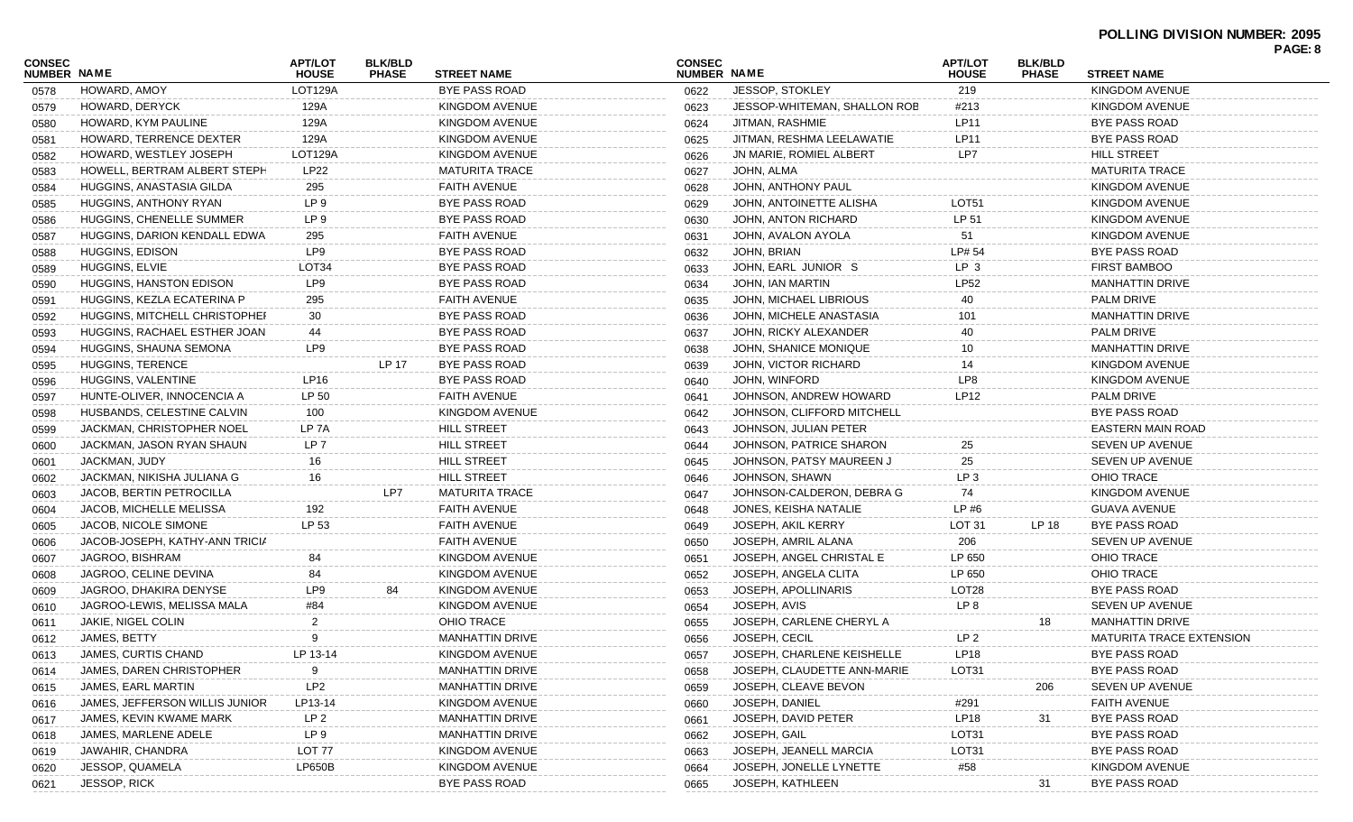**POLLING DIVISION NUMBER: 2095**

| CONSEC NUMBER | NAME | APT/LOT HOUSE | BLK/BLD PHASE | STREET NAME |
|---|---|---|---|---|
| 0578 | HOWARD, AMOY | LOT129A | | BYE PASS ROAD |
| 0579 | HOWARD, DERYCK | 129A | | KINGDOM AVENUE |
| 0580 | HOWARD, KYM PAULINE | 129A | | KINGDOM AVENUE |
| 0581 | HOWARD, TERRENCE DEXTER | 129A | | KINGDOM AVENUE |
| 0582 | HOWARD, WESTLEY JOSEPH | LOT129A | | KINGDOM AVENUE |
| 0583 | HOWELL, BERTRAM ALBERT STEPH | LP22 | | MATURITA TRACE |
| 0584 | HUGGINS, ANASTASIA GILDA | 295 | | FAITH AVENUE |
| 0585 | HUGGINS, ANTHONY RYAN | LP 9 | | BYE PASS ROAD |
| 0586 | HUGGINS, CHENELLE SUMMER | LP 9 | | BYE PASS ROAD |
| 0587 | HUGGINS, DARION KENDALL EDWA | 295 | | FAITH AVENUE |
| 0588 | HUGGINS, EDISON | LP9 | | BYE PASS ROAD |
| 0589 | HUGGINS, ELVIE | LOT34 | | BYE PASS ROAD |
| 0590 | HUGGINS, HANSTON EDISON | LP9 | | BYE PASS ROAD |
| 0591 | HUGGINS, KEZLA ECATERINA P | 295 | | FAITH AVENUE |
| 0592 | HUGGINS, MITCHELL CHRISTOPHEI | 30 | | BYE PASS ROAD |
| 0593 | HUGGINS, RACHAEL ESTHER JOAN | 44 | | BYE PASS ROAD |
| 0594 | HUGGINS, SHAUNA SEMONA | LP9 | | BYE PASS ROAD |
| 0595 | HUGGINS, TERENCE | | LP 17 | BYE PASS ROAD |
| 0596 | HUGGINS, VALENTINE | LP16 | | BYE PASS ROAD |
| 0597 | HUNTE-OLIVER, INNOCENCIA A | LP 50 | | FAITH AVENUE |
| 0598 | HUSBANDS, CELESTINE CALVIN | 100 | | KINGDOM AVENUE |
| 0599 | JACKMAN, CHRISTOPHER NOEL | LP 7A | | HILL STREET |
| 0600 | JACKMAN, JASON RYAN SHAUN | LP 7 | | HILL STREET |
| 0601 | JACKMAN, JUDY | 16 | | HILL STREET |
| 0602 | JACKMAN, NIKISHA JULIANA G | 16 | | HILL STREET |
| 0603 | JACOB, BERTIN PETROCILLA | | LP7 | MATURITA TRACE |
| 0604 | JACOB, MICHELLE MELISSA | 192 | | FAITH AVENUE |
| 0605 | JACOB, NICOLE SIMONE | LP 53 | | FAITH AVENUE |
| 0606 | JACOB-JOSEPH, KATHY-ANN TRICIA | | | FAITH AVENUE |
| 0607 | JAGROO, BISHRAM | 84 | | KINGDOM AVENUE |
| 0608 | JAGROO, CELINE DEVINA | 84 | | KINGDOM AVENUE |
| 0609 | JAGROO, DHAKIRA DENYSE | LP9 | 84 | KINGDOM AVENUE |
| 0610 | JAGROO-LEWIS, MELISSA MALA | #84 | | KINGDOM AVENUE |
| 0611 | JAKIE, NIGEL COLIN | 2 | | OHIO TRACE |
| 0612 | JAMES, BETTY | 9 | | MANHATTIN DRIVE |
| 0613 | JAMES, CURTIS CHAND | LP 13-14 | | KINGDOM AVENUE |
| 0614 | JAMES, DAREN CHRISTOPHER | 9 | | MANHATTIN DRIVE |
| 0615 | JAMES, EARL MARTIN | LP2 | | MANHATTIN DRIVE |
| 0616 | JAMES, JEFFERSON WILLIS JUNIOR | LP13-14 | | KINGDOM AVENUE |
| 0617 | JAMES, KEVIN KWAME MARK | LP 2 | | MANHATTIN DRIVE |
| 0618 | JAMES, MARLENE ADELE | LP 9 | | MANHATTIN DRIVE |
| 0619 | JAWAHIR, CHANDRA | LOT 77 | | KINGDOM AVENUE |
| 0620 | JESSOP, QUAMELA | LP650B | | KINGDOM AVENUE |
| 0621 | JESSOP, RICK | | | BYE PASS ROAD |
| 0622 | JESSOP, STOKLEY | 219 | | KINGDOM AVENUE |
| 0623 | JESSOP-WHITEMAN, SHALLON ROB | #213 | | KINGDOM AVENUE |
| 0624 | JITMAN, RASHMIE | LP11 | | BYE PASS ROAD |
| 0625 | JITMAN, RESHMA LEELAWATIE | LP11 | | BYE PASS ROAD |
| 0626 | JN MARIE, ROMIEL ALBERT | LP7 | | HILL STREET |
| 0627 | JOHN, ALMA | | | MATURITA TRACE |
| 0628 | JOHN, ANTHONY PAUL | | | KINGDOM AVENUE |
| 0629 | JOHN, ANTOINETTE ALISHA | LOT51 | | KINGDOM AVENUE |
| 0630 | JOHN, ANTON RICHARD | LP 51 | | KINGDOM AVENUE |
| 0631 | JOHN, AVALON AYOLA | 51 | | KINGDOM AVENUE |
| 0632 | JOHN, BRIAN | LP# 54 | | BYE PASS ROAD |
| 0633 | JOHN, EARL JUNIOR S | LP 3 | | FIRST BAMBOO |
| 0634 | JOHN, IAN MARTIN | LP52 | | MANHATTIN DRIVE |
| 0635 | JOHN, MICHAEL LIBRIOUS | 40 | | PALM DRIVE |
| 0636 | JOHN, MICHELE ANASTASIA | 101 | | MANHATTIN DRIVE |
| 0637 | JOHN, RICKY ALEXANDER | 40 | | PALM DRIVE |
| 0638 | JOHN, SHANICE MONIQUE | 10 | | MANHATTIN DRIVE |
| 0639 | JOHN, VICTOR RICHARD | 14 | | KINGDOM AVENUE |
| 0640 | JOHN, WINFORD | LP8 | | KINGDOM AVENUE |
| 0641 | JOHNSON, ANDREW HOWARD | LP12 | | PALM DRIVE |
| 0642 | JOHNSON, CLIFFORD MITCHELL | | | BYE PASS ROAD |
| 0643 | JOHNSON, JULIAN PETER | | | EASTERN MAIN ROAD |
| 0644 | JOHNSON, PATRICE SHARON | 25 | | SEVEN UP AVENUE |
| 0645 | JOHNSON, PATSY MAUREEN J | 25 | | SEVEN UP AVENUE |
| 0646 | JOHNSON, SHAWN | LP 3 | | OHIO TRACE |
| 0647 | JOHNSON-CALDERON, DEBRA G | 74 | | KINGDOM AVENUE |
| 0648 | JONES, KEISHA NATALIE | LP #6 | | GUAVA AVENUE |
| 0649 | JOSEPH, AKIL KERRY | LOT 31 | LP 18 | BYE PASS ROAD |
| 0650 | JOSEPH, AMRIL ALANA | 206 | | SEVEN UP AVENUE |
| 0651 | JOSEPH, ANGEL CHRISTAL E | LP 650 | | OHIO TRACE |
| 0652 | JOSEPH, ANGELA CLITA | LP 650 | | OHIO TRACE |
| 0653 | JOSEPH, APOLLINARIS | LOT28 | | BYE PASS ROAD |
| 0654 | JOSEPH, AVIS | LP 8 | | SEVEN UP AVENUE |
| 0655 | JOSEPH, CARLENE CHERYL A | | 18 | MANHATTIN DRIVE |
| 0656 | JOSEPH, CECIL | LP 2 | | MATURITA TRACE EXTENSION |
| 0657 | JOSEPH, CHARLENE KEISHELLE | LP18 | | BYE PASS ROAD |
| 0658 | JOSEPH, CLAUDETTE ANN-MARIE | LOT31 | | BYE PASS ROAD |
| 0659 | JOSEPH, CLEAVE BEVON | | 206 | SEVEN UP AVENUE |
| 0660 | JOSEPH, DANIEL | #291 | | FAITH AVENUE |
| 0661 | JOSEPH, DAVID PETER | LP18 | 31 | BYE PASS ROAD |
| 0662 | JOSEPH, GAIL | LOT31 | | BYE PASS ROAD |
| 0663 | JOSEPH, JEANELL MARCIA | LOT31 | | BYE PASS ROAD |
| 0664 | JOSEPH, JONELLE LYNETTE | #58 | | KINGDOM AVENUE |
| 0665 | JOSEPH, KATHLEEN | | 31 | BYE PASS ROAD |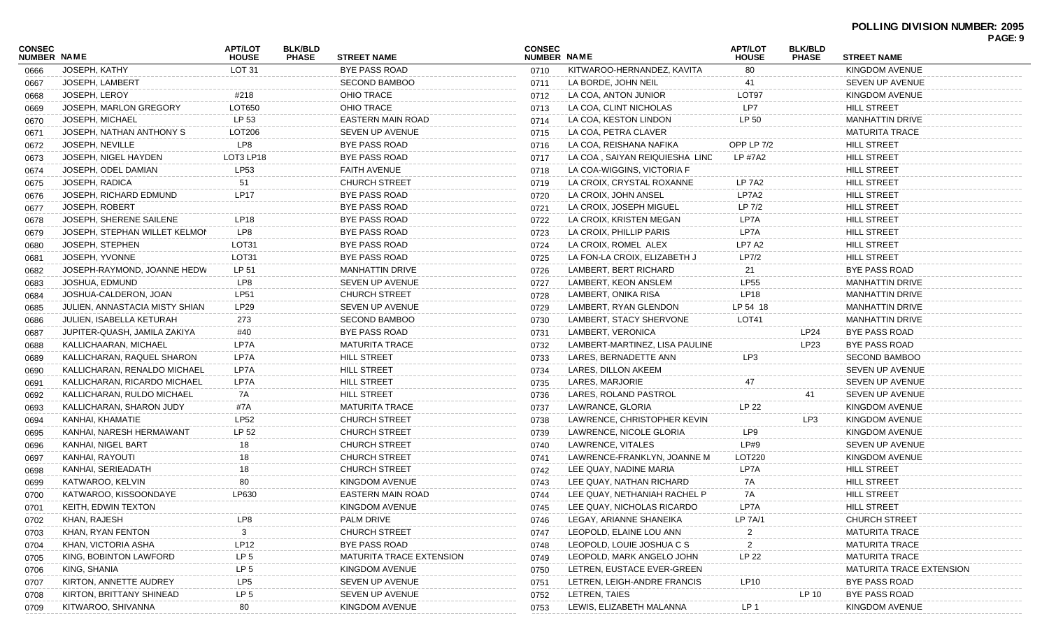**POLLING DIVISION NUMBER: 2095**

| CONSEC NUMBER | NAME | APT/LOT HOUSE | BLK/BLD PHASE | STREET NAME |
|---|---|---|---|---|
| 0666 | JOSEPH, KATHY | LOT 31 | | BYE PASS ROAD |
| 0667 | JOSEPH, LAMBERT | | | SECOND BAMBOO |
| 0668 | JOSEPH, LEROY | #218 | | OHIO TRACE |
| 0669 | JOSEPH, MARLON GREGORY | LOT650 | | OHIO TRACE |
| 0670 | JOSEPH, MICHAEL | LP 53 | | EASTERN MAIN ROAD |
| 0671 | JOSEPH, NATHAN ANTHONY S | LOT206 | | SEVEN UP AVENUE |
| 0672 | JOSEPH, NEVILLE | LP8 | | BYE PASS ROAD |
| 0673 | JOSEPH, NIGEL HAYDEN | LOT3 LP18 | | BYE PASS ROAD |
| 0674 | JOSEPH, ODEL DAMIAN | LP53 | | FAITH AVENUE |
| 0675 | JOSEPH, RADICA | 51 | | CHURCH STREET |
| 0676 | JOSEPH, RICHARD EDMUND | LP17 | | BYE PASS ROAD |
| 0677 | JOSEPH, ROBERT | | | BYE PASS ROAD |
| 0678 | JOSEPH, SHERENE SAILENE | LP18 | | BYE PASS ROAD |
| 0679 | JOSEPH, STEPHAN WILLET KELMON | LP8 | | BYE PASS ROAD |
| 0680 | JOSEPH, STEPHEN | LOT31 | | BYE PASS ROAD |
| 0681 | JOSEPH, YVONNE | LOT31 | | BYE PASS ROAD |
| 0682 | JOSEPH-RAYMOND, JOANNE HEDW | LP 51 | | MANHATTIN DRIVE |
| 0683 | JOSHUA, EDMUND | LP8 | | SEVEN UP AVENUE |
| 0684 | JOSHUA-CALDERON, JOAN | LP51 | | CHURCH STREET |
| 0685 | JULIEN, ANNASTACIA MISTY SHIAN | LP29 | | SEVEN UP AVENUE |
| 0686 | JULIEN, ISABELLA KETURAH | 273 | | SECOND BAMBOO |
| 0687 | JUPITER-QUASH, JAMILA ZAKIYA | #40 | | BYE PASS ROAD |
| 0688 | KALLICHAARAN, MICHAEL | LP7A | | MATURITA TRACE |
| 0689 | KALLICHARAN, RAQUEL SHARON | LP7A | | HILL STREET |
| 0690 | KALLICHARAN, RENALDO MICHAEL | LP7A | | HILL STREET |
| 0691 | KALLICHARAN, RICARDO MICHAEL | LP7A | | HILL STREET |
| 0692 | KALLICHARAN, RULDO MICHAEL | 7A | | HILL STREET |
| 0693 | KALLICHARAN, SHARON JUDY | #7A | | MATURITA TRACE |
| 0694 | KANHAI, KHAMATIE | LP52 | | CHURCH STREET |
| 0695 | KANHAI, NARESH HERMAWANT | LP 52 | | CHURCH STREET |
| 0696 | KANHAI, NIGEL BART | 18 | | CHURCH STREET |
| 0697 | KANHAI, RAYOUTI | 18 | | CHURCH STREET |
| 0698 | KANHAI, SERIEADATH | 18 | | CHURCH STREET |
| 0699 | KATWAROO, KELVIN | 80 | | KINGDOM AVENUE |
| 0700 | KATWAROO, KISSOONDAYE | LP630 | | EASTERN MAIN ROAD |
| 0701 | KEITH, EDWIN TEXTON | | | KINGDOM AVENUE |
| 0702 | KHAN, RAJESH | LP8 | | PALM DRIVE |
| 0703 | KHAN, RYAN FENTON | 3 | | CHURCH STREET |
| 0704 | KHAN, VICTORIA ASHA | LP12 | | BYE PASS ROAD |
| 0705 | KING, BOBINTON LAWFORD | LP 5 | | MATURITA TRACE EXTENSION |
| 0706 | KING, SHANIA | LP 5 | | KINGDOM AVENUE |
| 0707 | KIRTON, ANNETTE AUDREY | LP5 | | SEVEN UP AVENUE |
| 0708 | KIRTON, BRITTANY SHINEAD | LP 5 | | SEVEN UP AVENUE |
| 0709 | KITWAROO, SHIVANNA | 80 | | KINGDOM AVENUE |
| 0710 | KITWAROO-HERNANDEZ, KAVITA | 80 | | KINGDOM AVENUE |
| 0711 | LA BORDE, JOHN NEIL | 41 | | SEVEN UP AVENUE |
| 0712 | LA COA, ANTON JUNIOR | LOT97 | | KINGDOM AVENUE |
| 0713 | LA COA, CLINT NICHOLAS | LP7 | | HILL STREET |
| 0714 | LA COA, KESTON LINDON | LP 50 | | MANHATTIN DRIVE |
| 0715 | LA COA, PETRA CLAVER | | | MATURITA TRACE |
| 0716 | LA COA, REISHANA NAFIKA | OPP LP 7/2 | | HILL STREET |
| 0717 | LA COA , SAIYAN REIQUIESHA LIND | LP #7A2 | | HILL STREET |
| 0718 | LA COA-WIGGINS, VICTORIA F | | | HILL STREET |
| 0719 | LA CROIX, CRYSTAL ROXANNE | LP 7A2 | | HILL STREET |
| 0720 | LA CROIX, JOHN ANSEL | LP7A2 | | HILL STREET |
| 0721 | LA CROIX, JOSEPH MIGUEL | LP 7/2 | | HILL STREET |
| 0722 | LA CROIX, KRISTEN MEGAN | LP7A | | HILL STREET |
| 0723 | LA CROIX, PHILLIP PARIS | LP7A | | HILL STREET |
| 0724 | LA CROIX, ROMEL ALEX | LP7 A2 | | HILL STREET |
| 0725 | LA FON-LA CROIX, ELIZABETH J | LP7/2 | | HILL STREET |
| 0726 | LAMBERT, BERT RICHARD | 21 | | BYE PASS ROAD |
| 0727 | LAMBERT, KEON ANSLEM | LP55 | | MANHATTIN DRIVE |
| 0728 | LAMBERT, ONIKA RISA | LP18 | | MANHATTIN DRIVE |
| 0729 | LAMBERT, RYAN GLENDON | LP 54 18 | | MANHATTIN DRIVE |
| 0730 | LAMBERT, STACY SHERVONE | LOT41 | | MANHATTIN DRIVE |
| 0731 | LAMBERT, VERONICA | | LP24 | BYE PASS ROAD |
| 0732 | LAMBERT-MARTINEZ, LISA PAULINE | | LP23 | BYE PASS ROAD |
| 0733 | LARES, BERNADETTE ANN | LP3 | | SECOND BAMBOO |
| 0734 | LARES, DILLON AKEEM | | | SEVEN UP AVENUE |
| 0735 | LARES, MARJORIE | 47 | | SEVEN UP AVENUE |
| 0736 | LARES, ROLAND PASTROL | | 41 | SEVEN UP AVENUE |
| 0737 | LAWRANCE, GLORIA | LP 22 | | KINGDOM AVENUE |
| 0738 | LAWRENCE, CHRISTOPHER KEVIN | | LP3 | KINGDOM AVENUE |
| 0739 | LAWRENCE, NICOLE GLORIA | LP9 | | KINGDOM AVENUE |
| 0740 | LAWRENCE, VITALES | LP#9 | | SEVEN UP AVENUE |
| 0741 | LAWRENCE-FRANKLYN, JOANNE M | LOT220 | | KINGDOM AVENUE |
| 0742 | LEE QUAY, NADINE MARIA | LP7A | | HILL STREET |
| 0743 | LEE QUAY, NATHAN RICHARD | 7A | | HILL STREET |
| 0744 | LEE QUAY, NETHANIAH RACHEL P | 7A | | HILL STREET |
| 0745 | LEE QUAY, NICHOLAS RICARDO | LP7A | | HILL STREET |
| 0746 | LEGAY, ARIANNE SHANEIKA | LP 7A/1 | | CHURCH STREET |
| 0747 | LEOPOLD, ELAINE LOU ANN | 2 | | MATURITA TRACE |
| 0748 | LEOPOLD, LOUIE JOSHUA C S | 2 | | MATURITA TRACE |
| 0749 | LEOPOLD, MARK ANGELO JOHN | LP 22 | | MATURITA TRACE |
| 0750 | LETREN, EUSTACE EVER-GREEN | | | MATURITA TRACE EXTENSION |
| 0751 | LETREN, LEIGH-ANDRE FRANCIS | LP10 | | BYE PASS ROAD |
| 0752 | LETREN, TAIES | | LP 10 | BYE PASS ROAD |
| 0753 | LEWIS, ELIZABETH MALANNA | LP 1 | | KINGDOM AVENUE |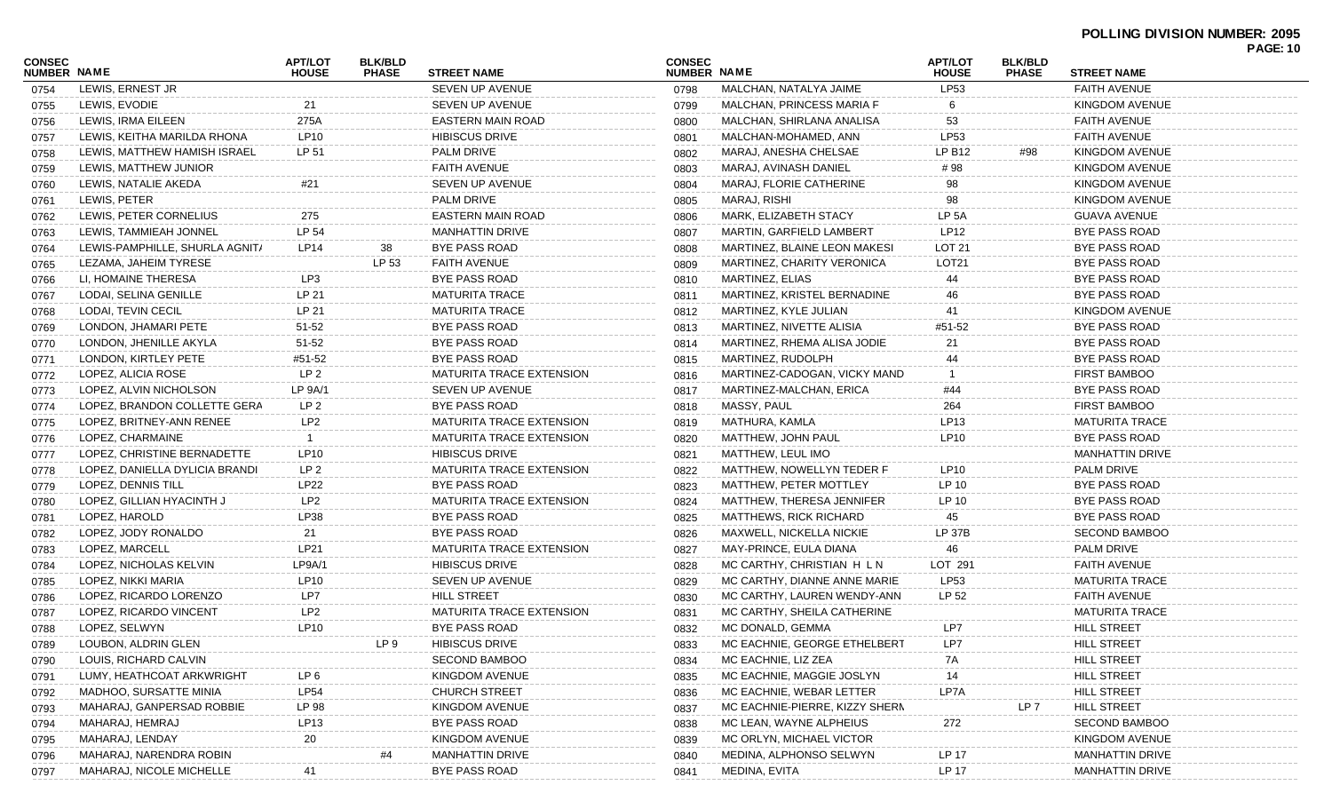**POLLING DIVISION NUMBER: 2095**

| CONSEC NUMBER | NAME | APT/LOT HOUSE | BLK/BLD PHASE | STREET NAME |
|---|---|---|---|---|
| 0754 | LEWIS, ERNEST JR | | | SEVEN UP AVENUE |
| 0755 | LEWIS, EVODIE | 21 | | SEVEN UP AVENUE |
| 0756 | LEWIS, IRMA EILEEN | 275A | | EASTERN MAIN ROAD |
| 0757 | LEWIS, KEITHA MARILDA RHONA | LP10 | | HIBISCUS DRIVE |
| 0758 | LEWIS, MATTHEW HAMISH ISRAEL | LP 51 | | PALM DRIVE |
| 0759 | LEWIS, MATTHEW JUNIOR | | | FAITH AVENUE |
| 0760 | LEWIS, NATALIE AKEDA | #21 | | SEVEN UP AVENUE |
| 0761 | LEWIS, PETER | | | PALM DRIVE |
| 0762 | LEWIS, PETER CORNELIUS | 275 | | EASTERN MAIN ROAD |
| 0763 | LEWIS, TAMMIEAH JONNEL | LP 54 | | MANHATTIN DRIVE |
| 0764 | LEWIS-PAMPHILLE, SHURLA AGNIT/ | LP14 | 38 | BYE PASS ROAD |
| 0765 | LEZAMA, JAHEIM TYRESE | | LP 53 | FAITH AVENUE |
| 0766 | LI, HOMAINE THERESA | LP3 | | BYE PASS ROAD |
| 0767 | LODAI, SELINA GENILLE | LP 21 | | MATURITA TRACE |
| 0768 | LODAI, TEVIN CECIL | LP 21 | | MATURITA TRACE |
| 0769 | LONDON, JHAMARI PETE | 51-52 | | BYE PASS ROAD |
| 0770 | LONDON, JHENILLE AKYLA | 51-52 | | BYE PASS ROAD |
| 0771 | LONDON, KIRTLEY PETE | #51-52 | | BYE PASS ROAD |
| 0772 | LOPEZ, ALICIA ROSE | LP 2 | | MATURITA TRACE EXTENSION |
| 0773 | LOPEZ, ALVIN NICHOLSON | LP 9A/1 | | SEVEN UP AVENUE |
| 0774 | LOPEZ, BRANDON COLLETTE GERA | LP 2 | | BYE PASS ROAD |
| 0775 | LOPEZ, BRITNEY-ANN RENEE | LP2 | | MATURITA TRACE EXTENSION |
| 0776 | LOPEZ, CHARMAINE | 1 | | MATURITA TRACE EXTENSION |
| 0777 | LOPEZ, CHRISTINE BERNADETTE | LP10 | | HIBISCUS DRIVE |
| 0778 | LOPEZ, DANIELLA DYLICIA BRANDI | LP 2 | | MATURITA TRACE EXTENSION |
| 0779 | LOPEZ, DENNIS TILL | LP22 | | BYE PASS ROAD |
| 0780 | LOPEZ, GILLIAN HYACINTH J | LP2 | | MATURITA TRACE EXTENSION |
| 0781 | LOPEZ, HAROLD | LP38 | | BYE PASS ROAD |
| 0782 | LOPEZ, JODY RONALDO | 21 | | BYE PASS ROAD |
| 0783 | LOPEZ, MARCELL | LP21 | | MATURITA TRACE EXTENSION |
| 0784 | LOPEZ, NICHOLAS KELVIN | LP9A/1 | | HIBISCUS DRIVE |
| 0785 | LOPEZ, NIKKI MARIA | LP10 | | SEVEN UP AVENUE |
| 0786 | LOPEZ, RICARDO LORENZO | LP7 | | HILL STREET |
| 0787 | LOPEZ, RICARDO VINCENT | LP2 | | MATURITA TRACE EXTENSION |
| 0788 | LOPEZ, SELWYN | LP10 | | BYE PASS ROAD |
| 0789 | LOUBON, ALDRIN GLEN | | LP 9 | HIBISCUS DRIVE |
| 0790 | LOUIS, RICHARD CALVIN | | | SECOND BAMBOO |
| 0791 | LUMY, HEATHCOAT ARKWRIGHT | LP 6 | | KINGDOM AVENUE |
| 0792 | MADHOO, SURSATTE MINIA | LP54 | | CHURCH STREET |
| 0793 | MAHARAJ, GANPERSAD ROBBIE | LP 98 | | KINGDOM AVENUE |
| 0794 | MAHARAJ, HEMRAJ | LP13 | | BYE PASS ROAD |
| 0795 | MAHARAJ, LENDAY | 20 | | KINGDOM AVENUE |
| 0796 | MAHARAJ, NARENDRA ROBIN | | #4 | MANHATTIN DRIVE |
| 0797 | MAHARAJ, NICOLE MICHELLE | 41 | | BYE PASS ROAD |
| 0798 | MALCHAN, NATALYA JAIME | LP53 | | FAITH AVENUE |
| 0799 | MALCHAN, PRINCESS MARIA F | 6 | | KINGDOM AVENUE |
| 0800 | MALCHAN, SHIRLANA ANALISA | 53 | | FAITH AVENUE |
| 0801 | MALCHAN-MOHAMED, ANN | LP53 | | FAITH AVENUE |
| 0802 | MARAJ, ANESHA CHELSAE | LP B12 | #98 | KINGDOM AVENUE |
| 0803 | MARAJ, AVINASH DANIEL | # 98 | | KINGDOM AVENUE |
| 0804 | MARAJ, FLORIE CATHERINE | 98 | | KINGDOM AVENUE |
| 0805 | MARAJ, RISHI | 98 | | KINGDOM AVENUE |
| 0806 | MARK, ELIZABETH STACY | LP 5A | | GUAVA AVENUE |
| 0807 | MARTIN, GARFIELD LAMBERT | LP12 | | BYE PASS ROAD |
| 0808 | MARTINEZ, BLAINE LEON MAKESI | LOT 21 | | BYE PASS ROAD |
| 0809 | MARTINEZ, CHARITY VERONICA | LOT21 | | BYE PASS ROAD |
| 0810 | MARTINEZ, ELIAS | 44 | | BYE PASS ROAD |
| 0811 | MARTINEZ, KRISTEL BERNADINE | 46 | | BYE PASS ROAD |
| 0812 | MARTINEZ, KYLE JULIAN | 41 | | KINGDOM AVENUE |
| 0813 | MARTINEZ, NIVETTE ALISIA | #51-52 | | BYE PASS ROAD |
| 0814 | MARTINEZ, RHEMA ALISA JODIE | 21 | | BYE PASS ROAD |
| 0815 | MARTINEZ, RUDOLPH | 44 | | BYE PASS ROAD |
| 0816 | MARTINEZ-CADOGAN, VICKY MAND | 1 | | FIRST BAMBOO |
| 0817 | MARTINEZ-MALCHAN, ERICA | #44 | | BYE PASS ROAD |
| 0818 | MASSY, PAUL | 264 | | FIRST BAMBOO |
| 0819 | MATHURA, KAMLA | LP13 | | MATURITA TRACE |
| 0820 | MATTHEW, JOHN PAUL | LP10 | | BYE PASS ROAD |
| 0821 | MATTHEW, LEUL IMO | | | MANHATTIN DRIVE |
| 0822 | MATTHEW, NOWELLYN TEDER F | LP10 | | PALM DRIVE |
| 0823 | MATTHEW, PETER MOTTLEY | LP 10 | | BYE PASS ROAD |
| 0824 | MATTHEW, THERESA JENNIFER | LP 10 | | BYE PASS ROAD |
| 0825 | MATTHEWS, RICK RICHARD | 45 | | BYE PASS ROAD |
| 0826 | MAXWELL, NICKELLA NICKIE | LP 37B | | SECOND BAMBOO |
| 0827 | MAY-PRINCE, EULA DIANA | 46 | | PALM DRIVE |
| 0828 | MC CARTHY, CHRISTIAN H L N | LOT 291 | | FAITH AVENUE |
| 0829 | MC CARTHY, DIANNE ANNE MARIE | LP53 | | MATURITA TRACE |
| 0830 | MC CARTHY, LAUREN WENDY-ANN | LP 52 | | FAITH AVENUE |
| 0831 | MC CARTHY, SHEILA CATHERINE | | | MATURITA TRACE |
| 0832 | MC DONALD, GEMMA | LP7 | | HILL STREET |
| 0833 | MC EACHNIE, GEORGE ETHELBERT | LP7 | | HILL STREET |
| 0834 | MC EACHNIE, LIZ ZEA | 7A | | HILL STREET |
| 0835 | MC EACHNIE, MAGGIE JOSLYN | 14 | | HILL STREET |
| 0836 | MC EACHNIE, WEBAR LETTER | LP7A | | HILL STREET |
| 0837 | MC EACHNIE-PIERRE, KIZZY SHERN | | LP 7 | HILL STREET |
| 0838 | MC LEAN, WAYNE ALPHEIUS | 272 | | SECOND BAMBOO |
| 0839 | MC ORLYN, MICHAEL VICTOR | | | KINGDOM AVENUE |
| 0840 | MEDINA, ALPHONSO SELWYN | LP 17 | | MANHATTIN DRIVE |
| 0841 | MEDINA, EVITA | LP 17 | | MANHATTIN DRIVE |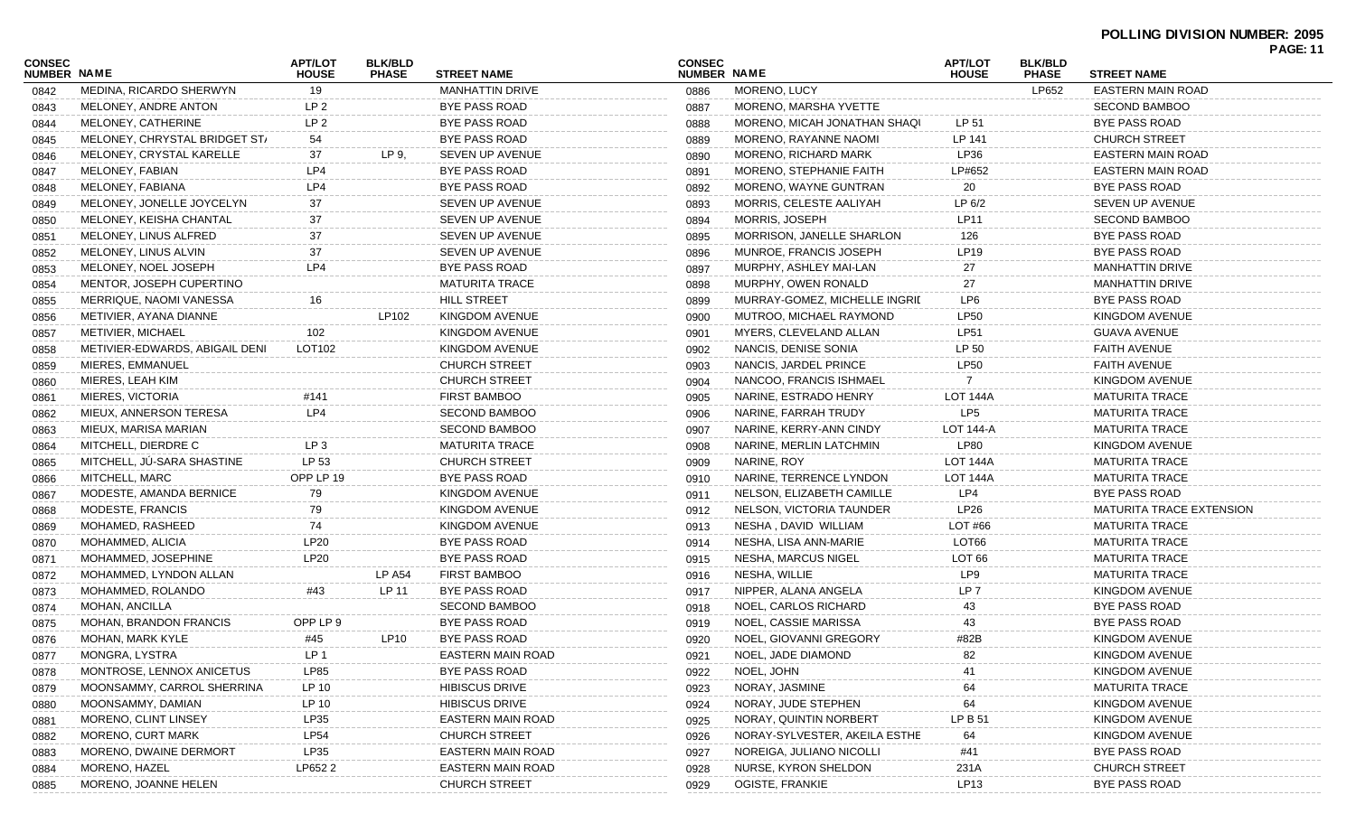**POLLING DIVISION NUMBER: 2095**

| CONSEC NUMBER | NAME | APT/LOT HOUSE | BLK/BLD PHASE | STREET NAME |
|---|---|---|---|---|
| 0842 | MEDINA, RICARDO SHERWYN | 19 | | MANHATTIN DRIVE |
| 0843 | MELONEY, ANDRE ANTON | LP 2 | | BYE PASS ROAD |
| 0844 | MELONEY, CATHERINE | LP 2 | | BYE PASS ROAD |
| 0845 | MELONEY, CHRYSTAL BRIDGET ST/ | 54 | | BYE PASS ROAD |
| 0846 | MELONEY, CRYSTAL KARELLE | 37 | LP 9, | SEVEN UP AVENUE |
| 0847 | MELONEY, FABIAN | LP4 | | BYE PASS ROAD |
| 0848 | MELONEY, FABIANA | LP4 | | BYE PASS ROAD |
| 0849 | MELONEY, JONELLE JOYCELYN | 37 | | SEVEN UP AVENUE |
| 0850 | MELONEY, KEISHA CHANTAL | 37 | | SEVEN UP AVENUE |
| 0851 | MELONEY, LINUS ALFRED | 37 | | SEVEN UP AVENUE |
| 0852 | MELONEY, LINUS ALVIN | 37 | | SEVEN UP AVENUE |
| 0853 | MELONEY, NOEL JOSEPH | LP4 | | BYE PASS ROAD |
| 0854 | MENTOR, JOSEPH CUPERTINO | | | MATURITA TRACE |
| 0855 | MERRIQUE, NAOMI VANESSA | 16 | | HILL STREET |
| 0856 | METIVIER, AYANA DIANNE | | LP102 | KINGDOM AVENUE |
| 0857 | METIVIER, MICHAEL | 102 | | KINGDOM AVENUE |
| 0858 | METIVIER-EDWARDS, ABIGAIL DENI | LOT102 | | KINGDOM AVENUE |
| 0859 | MIERES, EMMANUEL | | | CHURCH STREET |
| 0860 | MIERES, LEAH KIM | | | CHURCH STREET |
| 0861 | MIERES, VICTORIA | #141 | | FIRST BAMBOO |
| 0862 | MIEUX, ANNERSON TERESA | LP4 | | SECOND BAMBOO |
| 0863 | MIEUX, MARISA MARIAN | | | SECOND BAMBOO |
| 0864 | MITCHELL, DIERDRE C | LP 3 | | MATURITA TRACE |
| 0865 | MITCHELL, JÚ-SARA SHASTINE | LP 53 | | CHURCH STREET |
| 0866 | MITCHELL, MARC | OPP LP 19 | | BYE PASS ROAD |
| 0867 | MODESTE, AMANDA BERNICE | 79 | | KINGDOM AVENUE |
| 0868 | MODESTE, FRANCIS | 79 | | KINGDOM AVENUE |
| 0869 | MOHAMED, RASHEED | 74 | | KINGDOM AVENUE |
| 0870 | MOHAMMED, ALICIA | LP20 | | BYE PASS ROAD |
| 0871 | MOHAMMED, JOSEPHINE | LP20 | | BYE PASS ROAD |
| 0872 | MOHAMMED, LYNDON ALLAN | | LP A54 | FIRST BAMBOO |
| 0873 | MOHAMMED, ROLANDO | #43 | LP 11 | BYE PASS ROAD |
| 0874 | MOHAN, ANCILLA | | | SECOND BAMBOO |
| 0875 | MOHAN, BRANDON FRANCIS | OPP LP 9 | | BYE PASS ROAD |
| 0876 | MOHAN, MARK KYLE | #45 | LP10 | BYE PASS ROAD |
| 0877 | MONGRA, LYSTRA | LP 1 | | EASTERN MAIN ROAD |
| 0878 | MONTROSE, LENNOX ANICETUS | LP85 | | BYE PASS ROAD |
| 0879 | MOONSAMMY, CARROL SHERRINA | LP 10 | | HIBISCUS DRIVE |
| 0880 | MOONSAMMY, DAMIAN | LP 10 | | HIBISCUS DRIVE |
| 0881 | MORENO, CLINT LINSEY | LP35 | | EASTERN MAIN ROAD |
| 0882 | MORENO, CURT MARK | LP54 | | CHURCH STREET |
| 0883 | MORENO, DWAINE DERMORT | LP35 | | EASTERN MAIN ROAD |
| 0884 | MORENO, HAZEL | LP652 2 | | EASTERN MAIN ROAD |
| 0885 | MORENO, JOANNE HELEN | | | CHURCH STREET |
| 0886 | MORENO, LUCY | | LP652 | EASTERN MAIN ROAD |
| 0887 | MORENO, MARSHA YVETTE | | | SECOND BAMBOO |
| 0888 | MORENO, MICAH JONATHAN SHAQI | LP 51 | | BYE PASS ROAD |
| 0889 | MORENO, RAYANNE NAOMI | LP 141 | | CHURCH STREET |
| 0890 | MORENO, RICHARD MARK | LP36 | | EASTERN MAIN ROAD |
| 0891 | MORENO, STEPHANIE FAITH | LP#652 | | EASTERN MAIN ROAD |
| 0892 | MORENO, WAYNE GUNTRAN | 20 | | BYE PASS ROAD |
| 0893 | MORRIS, CELESTE AALIYAH | LP 6/2 | | SEVEN UP AVENUE |
| 0894 | MORRIS, JOSEPH | LP11 | | SECOND BAMBOO |
| 0895 | MORRISON, JANELLE SHARLON | 126 | | BYE PASS ROAD |
| 0896 | MUNROE, FRANCIS JOSEPH | LP19 | | BYE PASS ROAD |
| 0897 | MURPHY, ASHLEY MAI-LAN | 27 | | MANHATTIN DRIVE |
| 0898 | MURPHY, OWEN RONALD | 27 | | MANHATTIN DRIVE |
| 0899 | MURRAY-GOMEZ, MICHELLE INGRII | LP6 | | BYE PASS ROAD |
| 0900 | MUTROO, MICHAEL RAYMOND | LP50 | | KINGDOM AVENUE |
| 0901 | MYERS, CLEVELAND ALLAN | LP51 | | GUAVA AVENUE |
| 0902 | NANCIS, DENISE SONIA | LP 50 | | FAITH AVENUE |
| 0903 | NANCIS, JARDEL PRINCE | LP50 | | FAITH AVENUE |
| 0904 | NANCOO, FRANCIS ISHMAEL | 7 | | KINGDOM AVENUE |
| 0905 | NARINE, ESTRADO HENRY | LOT 144A | | MATURITA TRACE |
| 0906 | NARINE, FARRAH TRUDY | LP5 | | MATURITA TRACE |
| 0907 | NARINE, KERRY-ANN CINDY | LOT 144-A | | MATURITA TRACE |
| 0908 | NARINE, MERLIN LATCHMIN | LP80 | | KINGDOM AVENUE |
| 0909 | NARINE, ROY | LOT 144A | | MATURITA TRACE |
| 0910 | NARINE, TERRENCE LYNDON | LOT 144A | | MATURITA TRACE |
| 0911 | NELSON, ELIZABETH CAMILLE | LP4 | | BYE PASS ROAD |
| 0912 | NELSON, VICTORIA TAUNDER | LP26 | | MATURITA TRACE EXTENSION |
| 0913 | NESHA , DAVID WILLIAM | LOT #66 | | MATURITA TRACE |
| 0914 | NESHA, LISA ANN-MARIE | LOT66 | | MATURITA TRACE |
| 0915 | NESHA, MARCUS NIGEL | LOT 66 | | MATURITA TRACE |
| 0916 | NESHA, WILLIE | LP9 | | MATURITA TRACE |
| 0917 | NIPPER, ALANA ANGELA | LP 7 | | KINGDOM AVENUE |
| 0918 | NOEL, CARLOS RICHARD | 43 | | BYE PASS ROAD |
| 0919 | NOEL, CASSIE MARISSA | 43 | | BYE PASS ROAD |
| 0920 | NOEL, GIOVANNI GREGORY | #82B | | KINGDOM AVENUE |
| 0921 | NOEL, JADE DIAMOND | 82 | | KINGDOM AVENUE |
| 0922 | NOEL, JOHN | 41 | | KINGDOM AVENUE |
| 0923 | NORAY, JASMINE | 64 | | MATURITA TRACE |
| 0924 | NORAY, JUDE STEPHEN | 64 | | KINGDOM AVENUE |
| 0925 | NORAY, QUINTIN NORBERT | LP B 51 | | KINGDOM AVENUE |
| 0926 | NORAY-SYLVESTER, AKEILA ESTHE | 64 | | KINGDOM AVENUE |
| 0927 | NOREIGA, JULIANO NICOLLI | #41 | | BYE PASS ROAD |
| 0928 | NURSE, KYRON SHELDON | 231A | | CHURCH STREET |
| 0929 | OGISTE, FRANKIE | LP13 | | BYE PASS ROAD |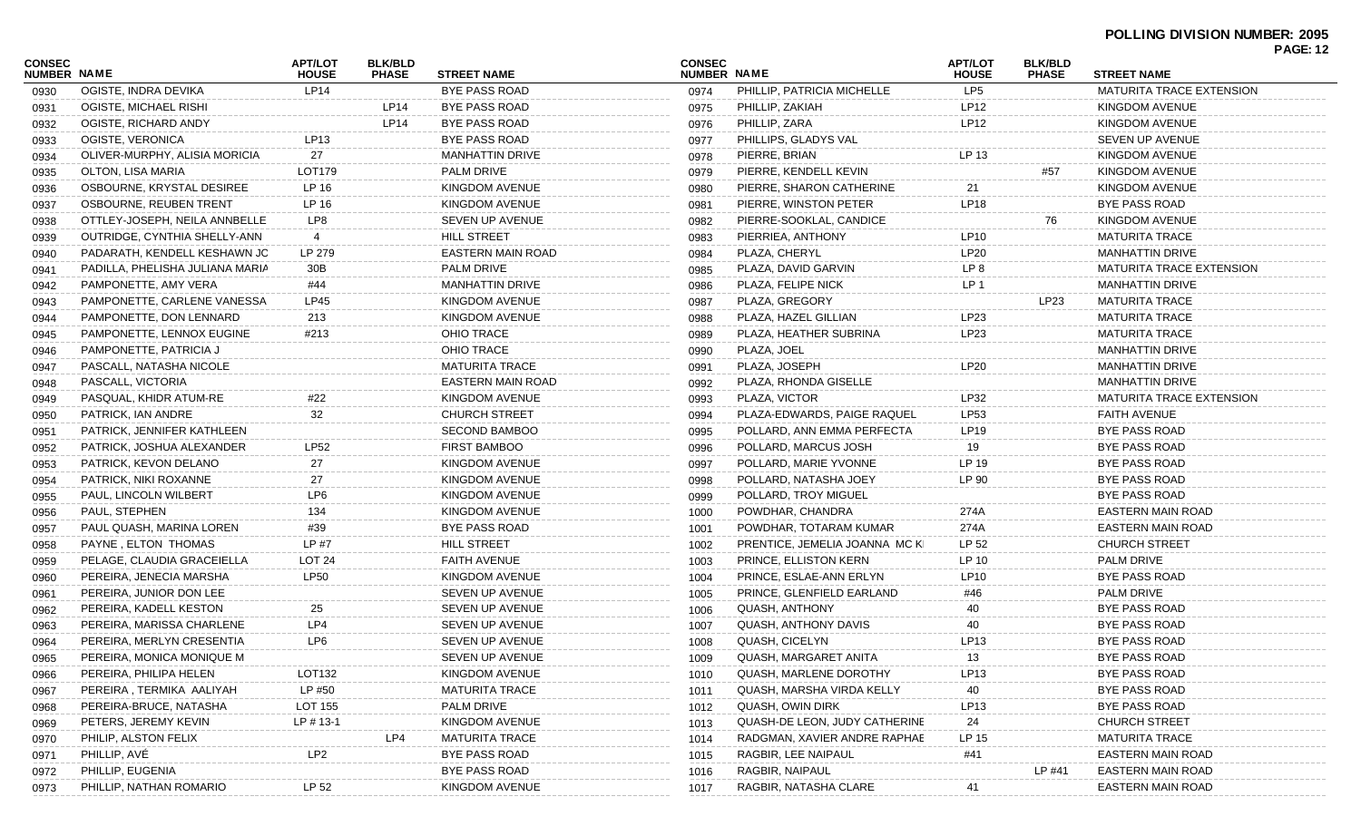**POLLING DIVISION NUMBER: 2095**

| CONSEC NUMBER | NAME | APT/LOT HOUSE | BLK/BLD PHASE | STREET NAME |
|---|---|---|---|---|
| 0930 | OGISTE, INDRA DEVIKA | LP14 | | BYE PASS ROAD |
| 0931 | OGISTE, MICHAEL RISHI | | LP14 | BYE PASS ROAD |
| 0932 | OGISTE, RICHARD ANDY | | LP14 | BYE PASS ROAD |
| 0933 | OGISTE, VERONICA | LP13 | | BYE PASS ROAD |
| 0934 | OLIVER-MURPHY, ALISIA MORICIA | 27 | | MANHATTIN DRIVE |
| 0935 | OLTON, LISA MARIA | LOT179 | | PALM DRIVE |
| 0936 | OSBOURNE, KRYSTAL DESIREE | LP 16 | | KINGDOM AVENUE |
| 0937 | OSBOURNE, REUBEN TRENT | LP 16 | | KINGDOM AVENUE |
| 0938 | OTTLEY-JOSEPH, NEILA ANNBELLE | LP8 | | SEVEN UP AVENUE |
| 0939 | OUTRIDGE, CYNTHIA SHELLY-ANN | 4 | | HILL STREET |
| 0940 | PADARATH, KENDELL KESHAWN JC | LP 279 | | EASTERN MAIN ROAD |
| 0941 | PADILLA, PHELISHA JULIANA MARIA | 30B | | PALM DRIVE |
| 0942 | PAMPONETTE, AMY VERA | #44 | | MANHATTIN DRIVE |
| 0943 | PAMPONETTE, CARLENE VANESSA | LP45 | | KINGDOM AVENUE |
| 0944 | PAMPONETTE, DON LENNARD | 213 | | KINGDOM AVENUE |
| 0945 | PAMPONETTE, LENNOX EUGINE | #213 | | OHIO TRACE |
| 0946 | PAMPONETTE, PATRICIA J | | | OHIO TRACE |
| 0947 | PASCALL, NATASHA NICOLE | | | MATURITA TRACE |
| 0948 | PASCALL, VICTORIA | | | EASTERN MAIN ROAD |
| 0949 | PASQUAL, KHIDR ATUM-RE | #22 | | KINGDOM AVENUE |
| 0950 | PATRICK, IAN ANDRE | 32 | | CHURCH STREET |
| 0951 | PATRICK, JENNIFER KATHLEEN | | | SECOND BAMBOO |
| 0952 | PATRICK, JOSHUA ALEXANDER | LP52 | | FIRST BAMBOO |
| 0953 | PATRICK, KEVON DELANO | 27 | | KINGDOM AVENUE |
| 0954 | PATRICK, NIKI ROXANNE | 27 | | KINGDOM AVENUE |
| 0955 | PAUL, LINCOLN WILBERT | LP6 | | KINGDOM AVENUE |
| 0956 | PAUL, STEPHEN | 134 | | KINGDOM AVENUE |
| 0957 | PAUL QUASH, MARINA LOREN | #39 | | BYE PASS ROAD |
| 0958 | PAYNE , ELTON THOMAS | LP #7 | | HILL STREET |
| 0959 | PELAGE, CLAUDIA GRACEIELLA | LOT 24 | | FAITH AVENUE |
| 0960 | PEREIRA, JENECIA MARSHA | LP50 | | KINGDOM AVENUE |
| 0961 | PEREIRA, JUNIOR DON LEE | | | SEVEN UP AVENUE |
| 0962 | PEREIRA, KADELL KESTON | 25 | | SEVEN UP AVENUE |
| 0963 | PEREIRA, MARISSA CHARLENE | LP4 | | SEVEN UP AVENUE |
| 0964 | PEREIRA, MERLYN CRESENTIA | LP6 | | SEVEN UP AVENUE |
| 0965 | PEREIRA, MONICA MONIQUE M | | | SEVEN UP AVENUE |
| 0966 | PEREIRA, PHILIPA HELEN | LOT132 | | KINGDOM AVENUE |
| 0967 | PEREIRA , TERMIKA AALIYAH | LP #50 | | MATURITA TRACE |
| 0968 | PEREIRA-BRUCE, NATASHA | LOT 155 | | PALM DRIVE |
| 0969 | PETERS, JEREMY KEVIN | LP # 13-1 | | KINGDOM AVENUE |
| 0970 | PHILIP, ALSTON FELIX | | LP4 | MATURITA TRACE |
| 0971 | PHILLIP, AVÉ | LP2 | | BYE PASS ROAD |
| 0972 | PHILLIP, EUGENIA | | | BYE PASS ROAD |
| 0973 | PHILLIP, NATHAN ROMARIO | LP 52 | | KINGDOM AVENUE |
| 0974 | PHILLIP, PATRICIA MICHELLE | LP5 | | MATURITA TRACE EXTENSION |
| 0975 | PHILLIP, ZAKIAH | LP12 | | KINGDOM AVENUE |
| 0976 | PHILLIP, ZARA | LP12 | | KINGDOM AVENUE |
| 0977 | PHILLIPS, GLADYS VAL | | | SEVEN UP AVENUE |
| 0978 | PIERRE, BRIAN | LP 13 | | KINGDOM AVENUE |
| 0979 | PIERRE, KENDELL KEVIN | | #57 | KINGDOM AVENUE |
| 0980 | PIERRE, SHARON CATHERINE | 21 | | KINGDOM AVENUE |
| 0981 | PIERRE, WINSTON PETER | LP18 | | BYE PASS ROAD |
| 0982 | PIERRE-SOOKLAL, CANDICE | | 76 | KINGDOM AVENUE |
| 0983 | PIERRIEA, ANTHONY | LP10 | | MATURITA TRACE |
| 0984 | PLAZA, CHERYL | LP20 | | MANHATTIN DRIVE |
| 0985 | PLAZA, DAVID GARVIN | LP 8 | | MATURITA TRACE EXTENSION |
| 0986 | PLAZA, FELIPE NICK | LP 1 | | MANHATTIN DRIVE |
| 0987 | PLAZA, GREGORY | | LP23 | MATURITA TRACE |
| 0988 | PLAZA, HAZEL GILLIAN | LP23 | | MATURITA TRACE |
| 0989 | PLAZA, HEATHER SUBRINA | LP23 | | MATURITA TRACE |
| 0990 | PLAZA, JOEL | | | MANHATTIN DRIVE |
| 0991 | PLAZA, JOSEPH | LP20 | | MANHATTIN DRIVE |
| 0992 | PLAZA, RHONDA GISELLE | | | MANHATTIN DRIVE |
| 0993 | PLAZA, VICTOR | LP32 | | MATURITA TRACE EXTENSION |
| 0994 | PLAZA-EDWARDS, PAIGE RAQUEL | LP53 | | FAITH AVENUE |
| 0995 | POLLARD, ANN EMMA PERFECTA | LP19 | | BYE PASS ROAD |
| 0996 | POLLARD, MARCUS JOSH | 19 | | BYE PASS ROAD |
| 0997 | POLLARD, MARIE YVONNE | LP 19 | | BYE PASS ROAD |
| 0998 | POLLARD, NATASHA JOEY | LP 90 | | BYE PASS ROAD |
| 0999 | POLLARD, TROY MIGUEL | | | BYE PASS ROAD |
| 1000 | POWDHAR, CHANDRA | 274A | | EASTERN MAIN ROAD |
| 1001 | POWDHAR, TOTARAM KUMAR | 274A | | EASTERN MAIN ROAD |
| 1002 | PRENTICE, JEMELIA JOANNA MC K | LP 52 | | CHURCH STREET |
| 1003 | PRINCE, ELLISTON KERN | LP 10 | | PALM DRIVE |
| 1004 | PRINCE, ESLAE-ANN ERLYN | LP10 | | BYE PASS ROAD |
| 1005 | PRINCE, GLENFIELD EARLAND | #46 | | PALM DRIVE |
| 1006 | QUASH, ANTHONY | 40 | | BYE PASS ROAD |
| 1007 | QUASH, ANTHONY DAVIS | 40 | | BYE PASS ROAD |
| 1008 | QUASH, CICELYN | LP13 | | BYE PASS ROAD |
| 1009 | QUASH, MARGARET ANITA | 13 | | BYE PASS ROAD |
| 1010 | QUASH, MARLENE DOROTHY | LP13 | | BYE PASS ROAD |
| 1011 | QUASH, MARSHA VIRDA KELLY | 40 | | BYE PASS ROAD |
| 1012 | QUASH, OWIN DIRK | LP13 | | BYE PASS ROAD |
| 1013 | QUASH-DE LEON, JUDY CATHERINE | 24 | | CHURCH STREET |
| 1014 | RADGMAN, XAVIER ANDRE RAPHAE | LP 15 | | MATURITA TRACE |
| 1015 | RAGBIR, LEE NAIPAUL | #41 | | EASTERN MAIN ROAD |
| 1016 | RAGBIR, NAIPAUL | | LP #41 | EASTERN MAIN ROAD |
| 1017 | RAGBIR, NATASHA CLARE | 41 | | EASTERN MAIN ROAD |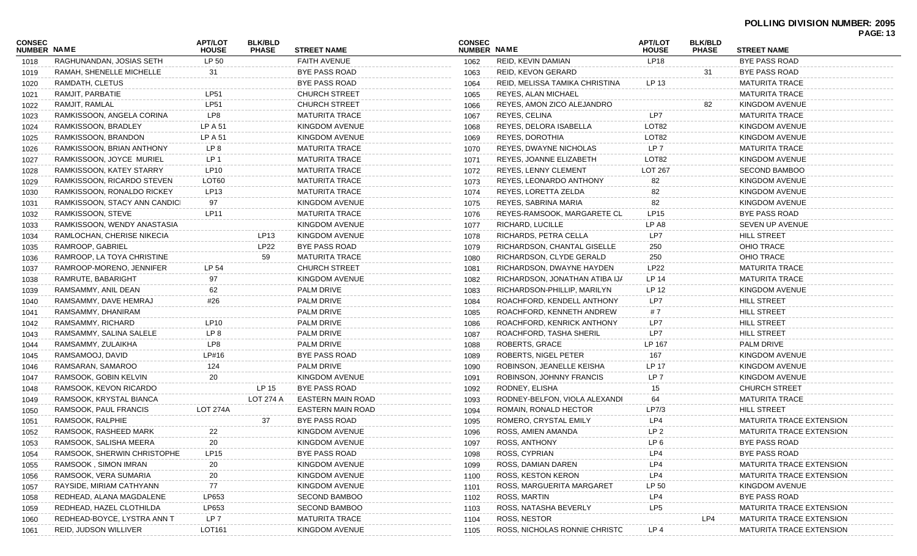**POLLING DIVISION NUMBER: 2095**

| CONSEC NUMBER | NAME | APT/LOT HOUSE | BLK/BLD PHASE | STREET NAME |
|---|---|---|---|---|
| 1018 | RAGHUNANDAN, JOSIAS SETH | LP 50 | | FAITH AVENUE |
| 1019 | RAMAH, SHENELLE MICHELLE | 31 | | BYE PASS ROAD |
| 1020 | RAMDATH, CLETUS | | | BYE PASS ROAD |
| 1021 | RAMJIT, PARBATIE | LP51 | | CHURCH STREET |
| 1022 | RAMJIT, RAMLAL | LP51 | | CHURCH STREET |
| 1023 | RAMKISSOON, ANGELA CORINA | LP8 | | MATURITA TRACE |
| 1024 | RAMKISSOON, BRADLEY | LP A 51 | | KINGDOM AVENUE |
| 1025 | RAMKISSOON, BRANDON | LP A 51 | | KINGDOM AVENUE |
| 1026 | RAMKISSOON, BRIAN ANTHONY | LP 8 | | MATURITA TRACE |
| 1027 | RAMKISSOON, JOYCE MURIEL | LP 1 | | MATURITA TRACE |
| 1028 | RAMKISSOON, KATEY STARRY | LP10 | | MATURITA TRACE |
| 1029 | RAMKISSOON, RICARDO STEVEN | LOT60 | | MATURITA TRACE |
| 1030 | RAMKISSOON, RONALDO RICKEY | LP13 | | MATURITA TRACE |
| 1031 | RAMKISSOON, STACY ANN CANDICI | 97 | | KINGDOM AVENUE |
| 1032 | RAMKISSOON, STEVE | LP11 | | MATURITA TRACE |
| 1033 | RAMKISSOON, WENDY ANASTASIA | | | KINGDOM AVENUE |
| 1034 | RAMLOCHAN, CHERISE NIKECIA | | LP13 | KINGDOM AVENUE |
| 1035 | RAMROOP, GABRIEL | | LP22 | BYE PASS ROAD |
| 1036 | RAMROOP, LA TOYA CHRISTINE | | 59 | MATURITA TRACE |
| 1037 | RAMROOP-MORENO, JENNIFER | LP 54 | | CHURCH STREET |
| 1038 | RAMRUTE, BABARIGHT | 97 | | KINGDOM AVENUE |
| 1039 | RAMSAMMY, ANIL DEAN | 62 | | PALM DRIVE |
| 1040 | RAMSAMMY, DAVE HEMRAJ | #26 | | PALM DRIVE |
| 1041 | RAMSAMMY, DHANIRAM | | | PALM DRIVE |
| 1042 | RAMSAMMY, RICHARD | LP10 | | PALM DRIVE |
| 1043 | RAMSAMMY, SALINA SALELE | LP 8 | | PALM DRIVE |
| 1044 | RAMSAMMY, ZULAIKHA | LP8 | | PALM DRIVE |
| 1045 | RAMSAMOOJ, DAVID | LP#16 | | BYE PASS ROAD |
| 1046 | RAMSARAN, SAMAROO | 124 | | PALM DRIVE |
| 1047 | RAMSOOK, GOBIN KELVIN | 20 | | KINGDOM AVENUE |
| 1048 | RAMSOOK, KEVON RICARDO | | LP 15 | BYE PASS ROAD |
| 1049 | RAMSOOK, KRYSTAL BIANCA | | LOT 274 A | EASTERN MAIN ROAD |
| 1050 | RAMSOOK, PAUL FRANCIS | LOT 274A | | EASTERN MAIN ROAD |
| 1051 | RAMSOOK, RALPHIE | | 37 | BYE PASS ROAD |
| 1052 | RAMSOOK, RASHEED MARK | 22 | | KINGDOM AVENUE |
| 1053 | RAMSOOK, SALISHA MEERA | 20 | | KINGDOM AVENUE |
| 1054 | RAMSOOK, SHERWIN CHRISTOPHE | LP15 | | BYE PASS ROAD |
| 1055 | RAMSOOK , SIMON IMRAN | 20 | | KINGDOM AVENUE |
| 1056 | RAMSOOK, VERA SUMARIA | 20 | | KINGDOM AVENUE |
| 1057 | RAYSIDE, MIRIAM CATHYANN | 77 | | KINGDOM AVENUE |
| 1058 | REDHEAD, ALANA MAGDALENE | LP653 | | SECOND BAMBOO |
| 1059 | REDHEAD, HAZEL CLOTHILDA | LP653 | | SECOND BAMBOO |
| 1060 | REDHEAD-BOYCE, LYSTRA ANN T | LP 7 | | MATURITA TRACE |
| 1061 | REID, JUDSON WILLIVER | LOT161 | | KINGDOM AVENUE |
| 1062 | REID, KEVIN DAMIAN | LP18 | | BYE PASS ROAD |
| 1063 | REID, KEVON GERARD | | 31 | BYE PASS ROAD |
| 1064 | REID, MELISSA TAMIKA CHRISTINA | LP 13 | | MATURITA TRACE |
| 1065 | REYES, ALAN MICHAEL | | | MATURITA TRACE |
| 1066 | REYES, AMON ZICO ALEJANDRO | | 82 | KINGDOM AVENUE |
| 1067 | REYES, CELINA | LP7 | | MATURITA TRACE |
| 1068 | REYES, DELORA ISABELLA | LOT82 | | KINGDOM AVENUE |
| 1069 | REYES, DOROTHIA | LOT82 | | KINGDOM AVENUE |
| 1070 | REYES, DWAYNE NICHOLAS | LP 7 | | MATURITA TRACE |
| 1071 | REYES, JOANNE ELIZABETH | LOT82 | | KINGDOM AVENUE |
| 1072 | REYES, LENNY CLEMENT | LOT 267 | | SECOND BAMBOO |
| 1073 | REYES, LEONARDO ANTHONY | 82 | | KINGDOM AVENUE |
| 1074 | REYES, LORETTA ZELDA | 82 | | KINGDOM AVENUE |
| 1075 | REYES, SABRINA MARIA | 82 | | KINGDOM AVENUE |
| 1076 | REYES-RAMSOOK, MARGARETE CL | LP15 | | BYE PASS ROAD |
| 1077 | RICHARD, LUCILLE | LP A8 | | SEVEN UP AVENUE |
| 1078 | RICHARDS, PETRA CELLA | LP7 | | HILL STREET |
| 1079 | RICHARDSON, CHANTAL GISELLE | 250 | | OHIO TRACE |
| 1080 | RICHARDSON, CLYDE GERALD | 250 | | OHIO TRACE |
| 1081 | RICHARDSON, DWAYNE HAYDEN | LP22 | | MATURITA TRACE |
| 1082 | RICHARDSON, JONATHAN ATIBA IJA | LP 14 | | MATURITA TRACE |
| 1083 | RICHARDSON-PHILLIP, MARILYN | LP 12 | | KINGDOM AVENUE |
| 1084 | ROACHFORD, KENDELL ANTHONY | LP7 | | HILL STREET |
| 1085 | ROACHFORD, KENNETH ANDREW | # 7 | | HILL STREET |
| 1086 | ROACHFORD, KENRICK ANTHONY | LP7 | | HILL STREET |
| 1087 | ROACHFORD, TASHA SHERIL | LP7 | | HILL STREET |
| 1088 | ROBERTS, GRACE | LP 167 | | PALM DRIVE |
| 1089 | ROBERTS, NIGEL PETER | 167 | | KINGDOM AVENUE |
| 1090 | ROBINSON, JEANELLE KEISHA | LP 17 | | KINGDOM AVENUE |
| 1091 | ROBINSON, JOHNNY FRANCIS | LP 7 | | KINGDOM AVENUE |
| 1092 | RODNEY, ELISHA | 15 | | CHURCH STREET |
| 1093 | RODNEY-BELFON, VIOLA ALEXANDI | 64 | | MATURITA TRACE |
| 1094 | ROMAIN, RONALD HECTOR | LP7/3 | | HILL STREET |
| 1095 | ROMERO, CRYSTAL EMILY | LP4 | | MATURITA TRACE EXTENSION |
| 1096 | ROSS, AMIEN AMANDA | LP 2 | | MATURITA TRACE EXTENSION |
| 1097 | ROSS, ANTHONY | LP 6 | | BYE PASS ROAD |
| 1098 | ROSS, CYPRIAN | LP4 | | BYE PASS ROAD |
| 1099 | ROSS, DAMIAN DAREN | LP4 | | MATURITA TRACE EXTENSION |
| 1100 | ROSS, KESTON KERON | LP4 | | MATURITA TRACE EXTENSION |
| 1101 | ROSS, MARGUERITA MARGARET | LP 50 | | KINGDOM AVENUE |
| 1102 | ROSS, MARTIN | LP4 | | BYE PASS ROAD |
| 1103 | ROSS, NATASHA BEVERLY | LP5 | | MATURITA TRACE EXTENSION |
| 1104 | ROSS, NESTOR | | LP4 | MATURITA TRACE EXTENSION |
| 1105 | ROSS, NICHOLAS RONNIE CHRISTC | LP 4 | | MATURITA TRACE EXTENSION |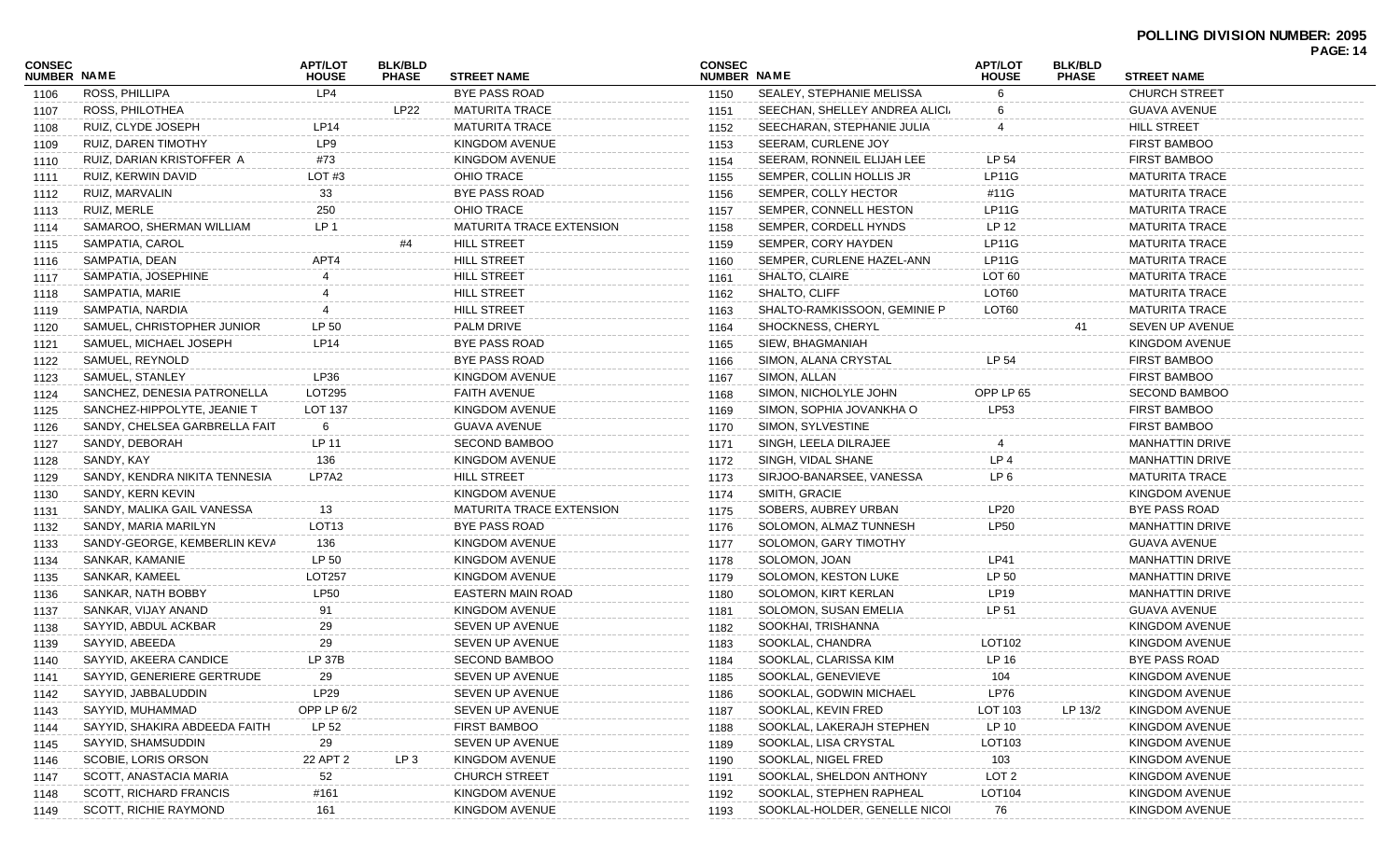# POLLING DIVISION NUMBER: 2095

| CONSEC NUMBER | NAME | APT/LOT HOUSE | BLK/BLD PHASE | STREET NAME |
|---|---|---|---|---|
| 1106 | ROSS, PHILLIPA | LP4 | | BYE PASS ROAD |
| 1107 | ROSS, PHILOTHEA | | LP22 | MATURITA TRACE |
| 1108 | RUIZ, CLYDE JOSEPH | LP14 | | MATURITA TRACE |
| 1109 | RUIZ, DAREN TIMOTHY | LP9 | | KINGDOM AVENUE |
| 1110 | RUIZ, DARIAN KRISTOFFER A | #73 | | KINGDOM AVENUE |
| 1111 | RUIZ, KERWIN DAVID | LOT #3 | | OHIO TRACE |
| 1112 | RUIZ, MARVALIN | 33 | | BYE PASS ROAD |
| 1113 | RUIZ, MERLE | 250 | | OHIO TRACE |
| 1114 | SAMAROO, SHERMAN WILLIAM | LP 1 | | MATURITA TRACE EXTENSION |
| 1115 | SAMPATIA, CAROL | | #4 | HILL STREET |
| 1116 | SAMPATIA, DEAN | APT4 | | HILL STREET |
| 1117 | SAMPATIA, JOSEPHINE | 4 | | HILL STREET |
| 1118 | SAMPATIA, MARIE | 4 | | HILL STREET |
| 1119 | SAMPATIA, NARDIA | 4 | | HILL STREET |
| 1120 | SAMUEL, CHRISTOPHER JUNIOR | LP 50 | | PALM DRIVE |
| 1121 | SAMUEL, MICHAEL JOSEPH | LP14 | | BYE PASS ROAD |
| 1122 | SAMUEL, REYNOLD | | | BYE PASS ROAD |
| 1123 | SAMUEL, STANLEY | LP36 | | KINGDOM AVENUE |
| 1124 | SANCHEZ, DENESIA PATRONELLA | LOT295 | | FAITH AVENUE |
| 1125 | SANCHEZ-HIPPOLYTE, JEANIE T | LOT 137 | | KINGDOM AVENUE |
| 1126 | SANDY, CHELSEA GARBRELLA FAIT | 6 | | GUAVA AVENUE |
| 1127 | SANDY, DEBORAH | LP 11 | | SECOND BAMBOO |
| 1128 | SANDY, KAY | 136 | | KINGDOM AVENUE |
| 1129 | SANDY, KENDRA NIKITA TENNESIA | LP7A2 | | HILL STREET |
| 1130 | SANDY, KERN KEVIN | | | KINGDOM AVENUE |
| 1131 | SANDY, MALIKA GAIL VANESSA | 13 | | MATURITA TRACE EXTENSION |
| 1132 | SANDY, MARIA MARILYN | LOT13 | | BYE PASS ROAD |
| 1133 | SANDY-GEORGE, KEMBERLIN KEVA | 136 | | KINGDOM AVENUE |
| 1134 | SANKAR, KAMANIE | LP 50 | | KINGDOM AVENUE |
| 1135 | SANKAR, KAMEEL | LOT257 | | KINGDOM AVENUE |
| 1136 | SANKAR, NATH BOBBY | LP50 | | EASTERN MAIN ROAD |
| 1137 | SANKAR, VIJAY ANAND | 91 | | KINGDOM AVENUE |
| 1138 | SAYYID, ABDUL ACKBAR | 29 | | SEVEN UP AVENUE |
| 1139 | SAYYID, ABEEDA | 29 | | SEVEN UP AVENUE |
| 1140 | SAYYID, AKEERA CANDICE | LP 37B | | SECOND BAMBOO |
| 1141 | SAYYID, GENERIERE GERTRUDE | 29 | | SEVEN UP AVENUE |
| 1142 | SAYYID, JABBALUDDIN | LP29 | | SEVEN UP AVENUE |
| 1143 | SAYYID, MUHAMMAD | OPP LP 6/2 | | SEVEN UP AVENUE |
| 1144 | SAYYID, SHAKIRA ABDEEDA FAITH | LP 52 | | FIRST BAMBOO |
| 1145 | SAYYID, SHAMSUDDIN | 29 | | SEVEN UP AVENUE |
| 1146 | SCOBIE, LORIS ORSON | 22 APT 2 | LP 3 | KINGDOM AVENUE |
| 1147 | SCOTT, ANASTACIA MARIA | 52 | | CHURCH STREET |
| 1148 | SCOTT, RICHARD FRANCIS | #161 | | KINGDOM AVENUE |
| 1149 | SCOTT, RICHIE RAYMOND | 161 | | KINGDOM AVENUE |
| 1150 | SEALEY, STEPHANIE MELISSA | 6 | | CHURCH STREET |
| 1151 | SEECHAN, SHELLEY ANDREA ALICI | 6 | | GUAVA AVENUE |
| 1152 | SEECHARAN, STEPHANIE JULIA | 4 | | HILL STREET |
| 1153 | SEERAM, CURLENE JOY | | | FIRST BAMBOO |
| 1154 | SEERAM, RONNEIL ELIJAH LEE | LP 54 | | FIRST BAMBOO |
| 1155 | SEMPER, COLLIN HOLLIS JR | LP11G | | MATURITA TRACE |
| 1156 | SEMPER, COLLY HECTOR | #11G | | MATURITA TRACE |
| 1157 | SEMPER, CONNELL HESTON | LP11G | | MATURITA TRACE |
| 1158 | SEMPER, CORDELL HYNDS | LP 12 | | MATURITA TRACE |
| 1159 | SEMPER, CORY HAYDEN | LP11G | | MATURITA TRACE |
| 1160 | SEMPER, CURLENE HAZEL-ANN | LP11G | | MATURITA TRACE |
| 1161 | SHALTO, CLAIRE | LOT 60 | | MATURITA TRACE |
| 1162 | SHALTO, CLIFF | LOT60 | | MATURITA TRACE |
| 1163 | SHALTO-RAMKISSOON, GEMINIE P | LOT60 | | MATURITA TRACE |
| 1164 | SHOCKNESS, CHERYL | | 41 | SEVEN UP AVENUE |
| 1165 | SIEW, BHAGMANIAH | | | KINGDOM AVENUE |
| 1166 | SIMON, ALANA CRYSTAL | LP 54 | | FIRST BAMBOO |
| 1167 | SIMON, ALLAN | | | FIRST BAMBOO |
| 1168 | SIMON, NICHOLYLE JOHN | OPP LP 65 | | SECOND BAMBOO |
| 1169 | SIMON, SOPHIA JOVANKHA O | LP53 | | FIRST BAMBOO |
| 1170 | SIMON, SYLVESTINE | | | FIRST BAMBOO |
| 1171 | SINGH, LEELA DILRAJEE | 4 | | MANHATTIN DRIVE |
| 1172 | SINGH, VIDAL SHANE | LP 4 | | MANHATTIN DRIVE |
| 1173 | SIRJOO-BANARSEE, VANESSA | LP 6 | | MATURITA TRACE |
| 1174 | SMITH, GRACIE | | | KINGDOM AVENUE |
| 1175 | SOBERS, AUBREY URBAN | LP20 | | BYE PASS ROAD |
| 1176 | SOLOMON, ALMAZ TUNNESH | LP50 | | MANHATTIN DRIVE |
| 1177 | SOLOMON, GARY TIMOTHY | | | GUAVA AVENUE |
| 1178 | SOLOMON, JOAN | LP41 | | MANHATTIN DRIVE |
| 1179 | SOLOMON, KESTON LUKE | LP 50 | | MANHATTIN DRIVE |
| 1180 | SOLOMON, KIRT KERLAN | LP19 | | MANHATTIN DRIVE |
| 1181 | SOLOMON, SUSAN EMELIA | LP 51 | | GUAVA AVENUE |
| 1182 | SOOKHAI, TRISHANNA | | | KINGDOM AVENUE |
| 1183 | SOOKLAL, CHANDRA | LOT102 | | KINGDOM AVENUE |
| 1184 | SOOKLAL, CLARISSA KIM | LP 16 | | BYE PASS ROAD |
| 1185 | SOOKLAL, GENEVIEVE | 104 | | KINGDOM AVENUE |
| 1186 | SOOKLAL, GODWIN MICHAEL | LP76 | | KINGDOM AVENUE |
| 1187 | SOOKLAL, KEVIN FRED | LOT 103 | LP 13/2 | KINGDOM AVENUE |
| 1188 | SOOKLAL, LAKERAJH STEPHEN | LP 10 | | KINGDOM AVENUE |
| 1189 | SOOKLAL, LISA CRYSTAL | LOT103 | | KINGDOM AVENUE |
| 1190 | SOOKLAL, NIGEL FRED | 103 | | KINGDOM AVENUE |
| 1191 | SOOKLAL, SHELDON ANTHONY | LOT 2 | | KINGDOM AVENUE |
| 1192 | SOOKLAL, STEPHEN RAPHEAL | LOT104 | | KINGDOM AVENUE |
| 1193 | SOOKLAL-HOLDER, GENELLE NICOI | 76 | | KINGDOM AVENUE |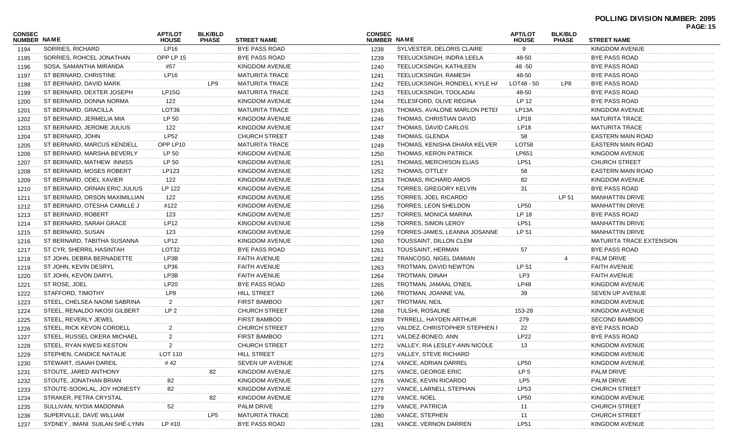**POLLING DIVISION NUMBER: 2095**

| CONSEC NUMBER | NAME | APT/LOT HOUSE | BLK/BLD PHASE | STREET NAME |
|---|---|---|---|---|
| 1194 | SORRIES, RICHARD | LP16 | | BYE PASS ROAD |
| 1195 | SORRIES, ROHCEL JONATHAN | OPP LP 15 | | BYE PASS ROAD |
| 1196 | SOSA, SAMANTHA MIRANDA | #57 | | KINGDOM AVENUE |
| 1197 | ST BERNARD, CHRISTINE | LP16 | | MATURITA TRACE |
| 1198 | ST BERNARD, DAVID MARK | | LP9 | MATURITA TRACE |
| 1199 | ST BERNARD, DEXTER JOSEPH | LP15G | | MATURITA TRACE |
| 1200 | ST BERNARD, DONNA NORMA | 122 | | KINGDOM AVENUE |
| 1201 | ST BERNARD, GRACILLA | LOT36 | | MATURITA TRACE |
| 1202 | ST BERNARD, JERMELIA MIA | LP 50 | | KINGDOM AVENUE |
| 1203 | ST BERNARD, JEROME JULIUS | 122 | | KINGDOM AVENUE |
| 1204 | ST BERNARD, JOHN | LP52 | | CHURCH STREET |
| 1205 | ST BERNARD, MARCUS KENDELL | OPP LP10 | | MATURITA TRACE |
| 1206 | ST BERNARD, MARSHA BEVERLY | LP 50 | | KINGDOM AVENUE |
| 1207 | ST BERNARD, MATHEW INNISS | LP 50 | | KINGDOM AVENUE |
| 1208 | ST BERNARD, MOSES ROBERT | LP123 | | KINGDOM AVENUE |
| 1209 | ST BERNARD, ODEL XAVIER | 122 | | KINGDOM AVENUE |
| 1210 | ST BERNARD, ORNAN ERIC JULIUS | LP 122 | | KINGDOM AVENUE |
| 1211 | ST BERNARD, ORSON MAXIMILLIAN | 122 | | KINGDOM AVENUE |
| 1212 | ST BERNARD, OTESHA CAMILLE J | #122 | | KINGDOM AVENUE |
| 1213 | ST BERNARD, ROBERT | 123 | | KINGDOM AVENUE |
| 1214 | ST BERNARD, SARAH GRACE | LP12 | | KINGDOM AVENUE |
| 1215 | ST BERNARD, SUSAN | 123 | | KINGDOM AVENUE |
| 1216 | ST BERNARD, TABITHA SUSANNA | LP12 | | KINGDOM AVENUE |
| 1217 | ST CYR, SHERRIL HASINTAH | LOT32 | | BYE PASS ROAD |
| 1218 | ST JOHN, DEBRA BERNADETTE | LP3B | | FAITH AVENUE |
| 1219 | ST JOHN, KEVIN DESRYL | LP36 | | FAITH AVENUE |
| 1220 | ST JOHN, KEVON DARYL | LP3B | | FAITH AVENUE |
| 1221 | ST ROSE, JOEL | LP20 | | BYE PASS ROAD |
| 1222 | STAFFORD, TIMOTHY | LP8 | | HILL STREET |
| 1223 | STEEL, CHELSEA NAOMI SABRINA | 2 | | FIRST BAMBOO |
| 1224 | STEEL, RENALDO NKOSI GILBERT | LP 2 | | CHURCH STREET |
| 1225 | STEEL, REVERLY JEWEL | | | FIRST BAMBOO |
| 1226 | STEEL, RICK KEVON CORDELL | 2 | | CHURCH STREET |
| 1227 | STEEL, RUSSEL OKERA MICHAEL | 2 | | FIRST BAMBOO |
| 1228 | STEEL, RYAN KWESI KESTON | 2 | | CHURCH STREET |
| 1229 | STEPHEN, CANDICE NATALIE | LOT 110 | | HILL STREET |
| 1230 | STEWART, ISAIAH DAREIL | # 42 | | SEVEN UP AVENUE |
| 1231 | STOUTE, JARED ANTHONY | | 82 | KINGDOM AVENUE |
| 1232 | STOUTE, JONATHAN BRIAN | 82 | | KINGDOM AVENUE |
| 1233 | STOUTE-SOOKLAL, JOY HONESTY | 82 | | KINGDOM AVENUE |
| 1234 | STRAKER, PETRA CRYSTAL | | 82 | KINGDOM AVENUE |
| 1235 | SULLIVAN, NYDIA MADONNA | 52 | | PALM DRIVE |
| 1236 | SUPERVILLE, DAVE WILLIAM | | LP5 | MATURITA TRACE |
| 1237 | SYDNEY , IMANI SUILAN SHÉ-LYNN | LP #10 | | BYE PASS ROAD |
| 1238 | SYLVESTER, DELORIS CLAIRE | 9 | | KINGDOM AVENUE |
| 1239 | TEELUCKSINGH, INDRA LEELA | 48-50 | | BYE PASS ROAD |
| 1240 | TEELUCKSINGH, KATHLEEN | 48 -50 | | BYE PASS ROAD |
| 1241 | TEELUCKSINGH, RAMESH | 48-50 | | BYE PASS ROAD |
| 1242 | TEELUCKSINGH, RONDELL KYLE H/ | LOT48 - 50 | LP8 | BYE PASS ROAD |
| 1243 | TEELUCKSINGH, TOOLADAI | 48-50 | | BYE PASS ROAD |
| 1244 | TELESFORD, OLIVE REGINA | LP 12 | | BYE PASS ROAD |
| 1245 | THOMAS, AVALONE MARLON PETEI | LP13A | | KINGDOM AVENUE |
| 1246 | THOMAS, CHRISTIAN DAVID | LP18 | | MATURITA TRACE |
| 1247 | THOMAS, DAVID CARLOS | LP18 | | MATURITA TRACE |
| 1248 | THOMAS, GLENDA | 58 | | EASTERN MAIN ROAD |
| 1249 | THOMAS, KENISHA DHARA KELVER | LOT58 | | EASTERN MAIN ROAD |
| 1250 | THOMAS, KERON PATRICK | LP651 | | KINGDOM AVENUE |
| 1251 | THOMAS, MERCHISON ELIAS | LP51 | | CHURCH STREET |
| 1252 | THOMAS, OTTLEY | 58 | | EASTERN MAIN ROAD |
| 1253 | THOMAS, RICHARD AMOS | 82 | | KINGDOM AVENUE |
| 1254 | TORRES, GREGORY KELVIN | 31 | | BYE PASS ROAD |
| 1255 | TORRES, JOEL RICARDO | | LP 51 | MANHATTIN DRIVE |
| 1256 | TORRES, LEON SHELDON | LP50 | | MANHATTIN DRIVE |
| 1257 | TORRES, MONICA MARINA | LP 18 | | BYE PASS ROAD |
| 1258 | TORRES, SIMON LEROY | LP51 | | MANHATTIN DRIVE |
| 1259 | TORRES-JAMES, LEANNA JOSANNE | LP 51 | | MANHATTIN DRIVE |
| 1260 | TOUSSAINT, DILLON CLEM | | | MATURITA TRACE EXTENSION |
| 1261 | TOUSSAINT, HERMAN | 57 | | BYE PASS ROAD |
| 1262 | TRANCOSO, NIGEL DAMIAN | | 4 | PALM DRIVE |
| 1263 | TROTMAN, DAVID NEWTON | LP 51 | | FAITH AVENUE |
| 1264 | TROTMAN, DINAH | LP3 | | FAITH AVENUE |
| 1265 | TROTMAN, JAMAAL O'NEIL | LP48 | | KINGDOM AVENUE |
| 1266 | TROTMAN, JOANNE VAL | 39 | | SEVEN UP AVENUE |
| 1267 | TROTMAN, NEIL | | | KINGDOM AVENUE |
| 1268 | TULSHI, ROSALINE | 153-28 | | KINGDOM AVENUE |
| 1269 | TYRRELL, HAYDEN ARTHUR | 279 | | SECOND BAMBOO |
| 1270 | VALDEZ, CHRISTOPHER STEPHEN I | 22 | | BYE PASS ROAD |
| 1271 | VALDEZ-BONEO, ANN | LP22 | | BYE PASS ROAD |
| 1272 | VALLEY, RIA LESLEY-ANN NICOLE | 13 | | KINGDOM AVENUE |
| 1273 | VALLEY, STEVE RICHARD | | | KINGDOM AVENUE |
| 1274 | VANCE, ADRIAN DARREL | LP50 | | KINGDOM AVENUE |
| 1275 | VANCE, GEORGE ERIC | LP 5 | | PALM DRIVE |
| 1276 | VANCE, KEVIN RICARDO | LP5 | | PALM DRIVE |
| 1277 | VANCE, LARNELL STEPHAN | LP53 | | CHURCH STREET |
| 1278 | VANCE, NOEL | LP50 | | KINGDOM AVENUE |
| 1279 | VANCE, PATRICIA | 11 | | CHURCH STREET |
| 1280 | VANCE, STEPHEN | 11 | | CHURCH STREET |
| 1281 | VANCE, VERNON DARREN | LP51 | | KINGDOM AVENUE |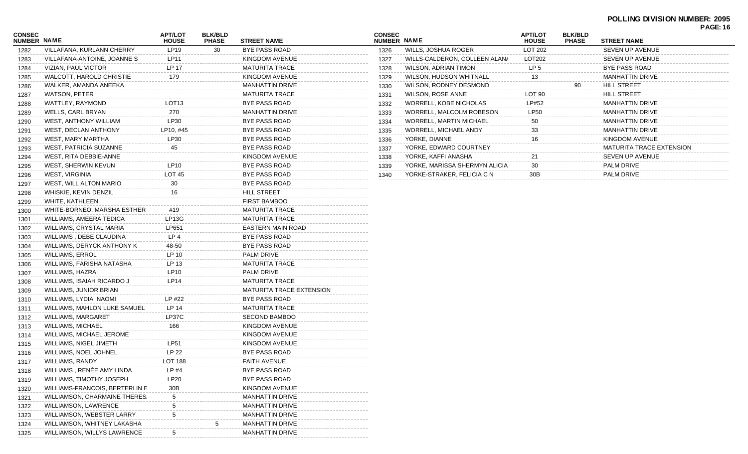**POLLING DIVISION NUMBER: 2095**

| CONSEC NUMBER | NAME | APT/LOT HOUSE | BLK/BLD PHASE | STREET NAME |
|---|---|---|---|---|
| 1282 | VILLAFANA, KURLANN CHERRY | LP19 | 30 | BYE PASS ROAD |
| 1283 | VILLAFANA-ANTOINE, JOANNE S | LP11 | | KINGDOM AVENUE |
| 1284 | VIZIAN, PAUL VICTOR | LP 17 | | MATURITA TRACE |
| 1285 | WALCOTT, HAROLD CHRISTIE | 179 | | KINGDOM AVENUE |
| 1286 | WALKER, AMANDA ANEEKA | | | MANHATTIN DRIVE |
| 1287 | WATSON, PETER | | | MATURITA TRACE |
| 1288 | WATTLEY, RAYMOND | LOT13 | | BYE PASS ROAD |
| 1289 | WELLS, CARL BRYAN | 270 | | MANHATTIN DRIVE |
| 1290 | WEST, ANTHONY WILLIAM | LP30 | | BYE PASS ROAD |
| 1291 | WEST, DECLAN ANTHONY | LP10, #45 | | BYE PASS ROAD |
| 1292 | WEST, MARY MARTHA | LP30 | | BYE PASS ROAD |
| 1293 | WEST, PATRICIA SUZANNE | 45 | | BYE PASS ROAD |
| 1294 | WEST, RITA DEBBIE-ANNE | | | KINGDOM AVENUE |
| 1295 | WEST, SHERWIN KEVUN | LP10 | | BYE PASS ROAD |
| 1296 | WEST, VIRGINIA | LOT 45 | | BYE PASS ROAD |
| 1297 | WEST, WILL ALTON MARIO | 30 | | BYE PASS ROAD |
| 1298 | WHISKIE, KEVIN DENZIL | 16 | | HILL STREET |
| 1299 | WHITE, KATHLEEN | | | FIRST BAMBOO |
| 1300 | WHITE-BORNEO, MARSHA ESTHER | #19 | | MATURITA TRACE |
| 1301 | WILLIAMS, AMEERA TEDICA | LP13G | | MATURITA TRACE |
| 1302 | WILLIAMS, CRYSTAL MARIA | LP651 | | EASTERN MAIN ROAD |
| 1303 | WILLIAMS , DEBE CLAUDINA | LP 4 | | BYE PASS ROAD |
| 1304 | WILLIAMS, DERYCK ANTHONY K | 48-50 | | BYE PASS ROAD |
| 1305 | WILLIAMS, ERROL | LP 10 | | PALM DRIVE |
| 1306 | WILLIAMS, FARISHA NATASHA | LP 13 | | MATURITA TRACE |
| 1307 | WILLIAMS, HAZRA | LP10 | | PALM DRIVE |
| 1308 | WILLIAMS, ISAIAH RICARDO J | LP14 | | MATURITA TRACE |
| 1309 | WILLIAMS, JUNIOR BRIAN | | | MATURITA TRACE EXTENSION |
| 1310 | WILLIAMS, LYDIA NAOMI | LP #22 | | BYE PASS ROAD |
| 1311 | WILLIAMS, MAHLON LUKE SAMUEL | LP 14 | | MATURITA TRACE |
| 1312 | WILLIAMS, MARGARET | LP37C | | SECOND BAMBOO |
| 1313 | WILLIAMS, MICHAEL | 166 | | KINGDOM AVENUE |
| 1314 | WILLIAMS, MICHAEL JEROME | | | KINGDOM AVENUE |
| 1315 | WILLIAMS, NIGEL JIMETH | LP51 | | KINGDOM AVENUE |
| 1316 | WILLIAMS, NOEL JOHNEL | LP 22 | | BYE PASS ROAD |
| 1317 | WILLIAMS, RANDY | LOT 188 | | FAITH AVENUE |
| 1318 | WILLIAMS , RENÉE AMY LINDA | LP #4 | | BYE PASS ROAD |
| 1319 | WILLIAMS, TIMOTHY JOSEPH | LP20 | | BYE PASS ROAD |
| 1320 | WILLIAMS-FRANCOIS, BERTERLIN E | 30B | | KINGDOM AVENUE |
| 1321 | WILLIAMSON, CHARMAINE THERES. | 5 | | MANHATTIN DRIVE |
| 1322 | WILLIAMSON, LAWRENCE | 5 | | MANHATTIN DRIVE |
| 1323 | WILLIAMSON, WEBSTER LARRY | 5 | | MANHATTIN DRIVE |
| 1324 | WILLIAMSON, WHITNEY LAKASHA | | 5 | MANHATTIN DRIVE |
| 1325 | WILLIAMSON, WILLYS LAWRENCE | 5 | | MANHATTIN DRIVE |
| 1326 | WILLS, JOSHUA ROGER | LOT 202 | | SEVEN UP AVENUE |
| 1327 | WILLS-CALDERON, COLLEEN ALAN/ | LOT202 | | SEVEN UP AVENUE |
| 1328 | WILSON, ADRIAN TIMON | LP 5 | | BYE PASS ROAD |
| 1329 | WILSON, HUDSON WHITNALL | 13 | | MANHATTIN DRIVE |
| 1330 | WILSON, RODNEY DESMOND | | 90 | HILL STREET |
| 1331 | WILSON, ROSE ANNE | LOT 90 | | HILL STREET |
| 1332 | WORRELL, KOBE NICHOLAS | LP#52 | | MANHATTIN DRIVE |
| 1333 | WORRELL, MALCOLM ROBESON | LP50 | | MANHATTIN DRIVE |
| 1334 | WORRELL, MARTIN MICHAEL | 50 | | MANHATTIN DRIVE |
| 1335 | WORRELL, MICHAEL ANDY | 33 | | MANHATTIN DRIVE |
| 1336 | YORKE, DIANNE | 16 | | KINGDOM AVENUE |
| 1337 | YORKE, EDWARD COURTNEY | | | MATURITA TRACE EXTENSION |
| 1338 | YORKE, KAFFI ANASHA | 21 | | SEVEN UP AVENUE |
| 1339 | YORKE, MARISSA SHERMYN ALICIA | 30 | | PALM DRIVE |
| 1340 | YORKE-STRAKER, FELICIA C N | 30B | | PALM DRIVE |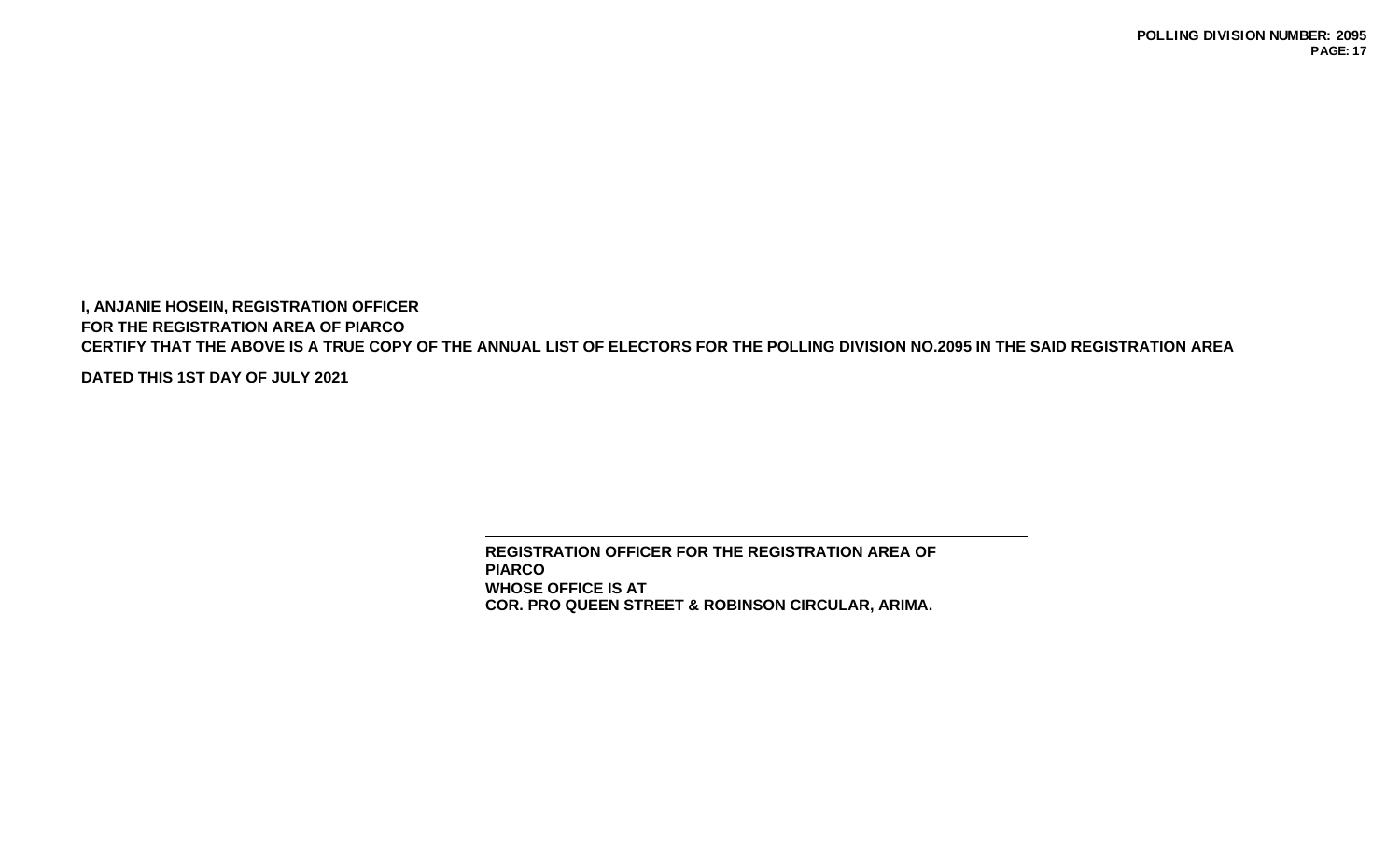**I, ANJANIE HOSEIN, REGISTRATION OFFICER**
**FOR THE REGISTRATION AREA OF PIARCO**
**CERTIFY THAT THE ABOVE IS A TRUE COPY OF THE ANNUAL LIST OF ELECTORS FOR THE POLLING DIVISION NO.2095 IN THE SAID REGISTRATION AREA**

**DATED THIS 1ST DAY OF JULY 2021**

---

**REGISTRATION OFFICER FOR THE REGISTRATION AREA OF**
**PIARCO**
**WHOSE OFFICE IS AT**
**COR. PRO QUEEN STREET & ROBINSON CIRCULAR, ARIMA.**